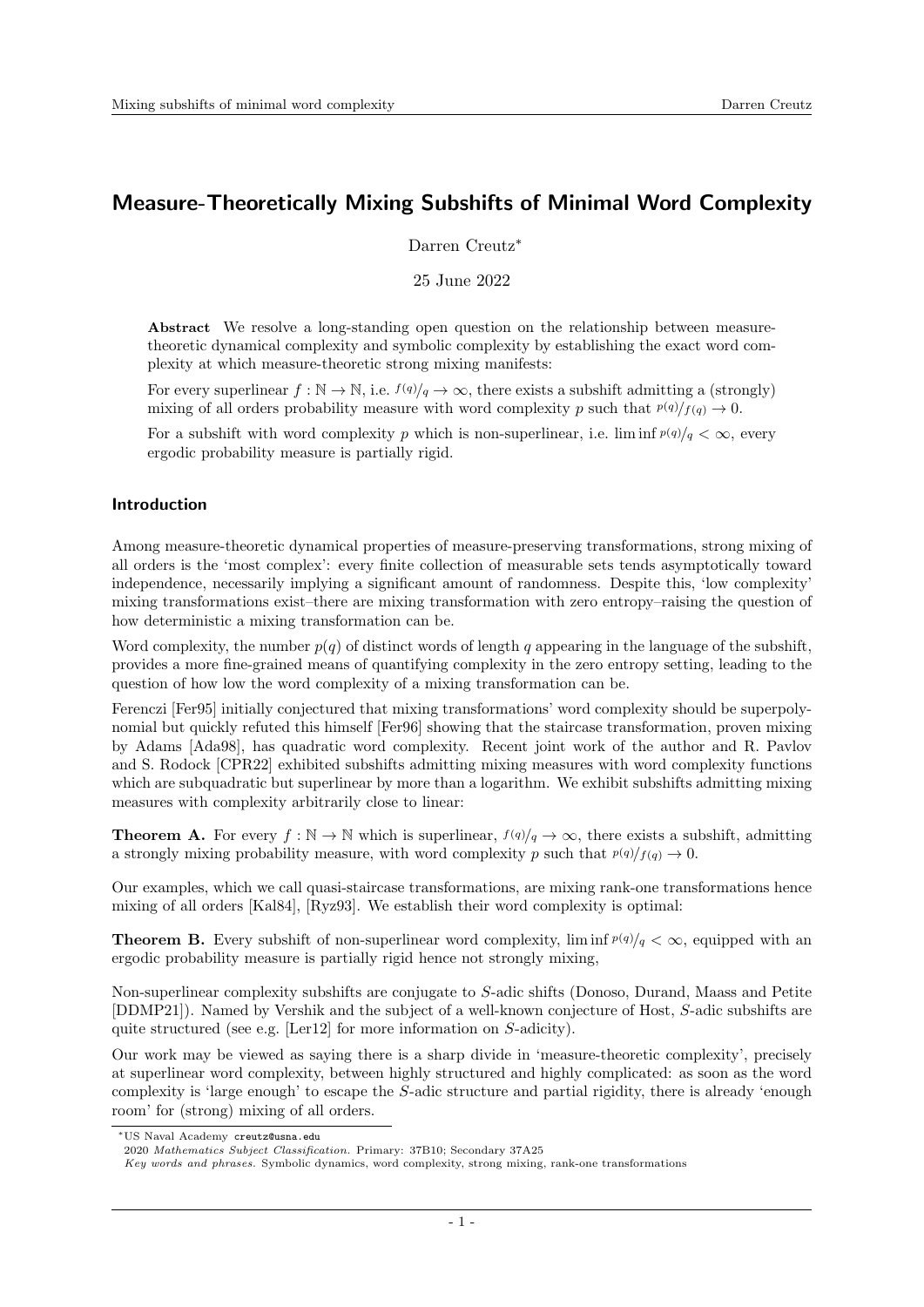# Measure-Theoretically Mixing Subshifts of Minimal Word Complexity

Darren Creutz*

25 June 2022

**Abstract** We resolve a long-standing open question on the relationship between measure-theoretic dynamical complexity and symbolic complexity by establishing the exact word complexity at which measure-theoretic strong mixing manifests:

For every superlinear $f : \mathbb{N} \to \mathbb{N}$, i.e. $f(q)/q \to \infty$, there exists a subshift admitting a (strongly) mixing of all orders probability measure with word complexity $p$ such that $p(q)/f(q) \to 0$.

For a subshift with word complexity $p$ which is non-superlinear, i.e. $\liminf p(q)/q < \infty$, every ergodic probability measure is partially rigid.

## Introduction

Among measure-theoretic dynamical properties of measure-preserving transformations, strong mixing of all orders is the 'most complex': every finite collection of measurable sets tends asymptotically toward independence, necessarily implying a significant amount of randomness. Despite this, 'low complexity' mixing transformations exist–there are mixing transformation with zero entropy–raising the question of how deterministic a mixing transformation can be.

Word complexity, the number $p(q)$ of distinct words of length $q$ appearing in the language of the subshift, provides a more fine-grained means of quantifying complexity in the zero entropy setting, leading to the question of how low the word complexity of a mixing transformation can be.

Ferenczi [Fer95] initially conjectured that mixing transformations' word complexity should be superpolynomial but quickly refuted this himself [Fer96] showing that the staircase transformation, proven mixing by Adams [Ada98], has quadratic word complexity. Recent joint work of the author and R. Pavlov and S. Rodock [CPR22] exhibited subshifts admitting mixing measures with word complexity functions which are subquadratic but superlinear by more than a logarithm. We exhibit subshifts admitting mixing measures with complexity arbitrarily close to linear:

**Theorem A.** For every $f : \mathbb{N} \to \mathbb{N}$ which is superlinear, $f(q)/q \to \infty$, there exists a subshift, admitting a strongly mixing probability measure, with word complexity $p$ such that $p(q)/f(q) \to 0$.

Our examples, which we call quasi-staircase transformations, are mixing rank-one transformations hence mixing of all orders [Kal84], [Ryz93]. We establish their word complexity is optimal:

**Theorem B.** Every subshift of non-superlinear word complexity, $\liminf p(q)/q < \infty$, equipped with an ergodic probability measure is partially rigid hence not strongly mixing,

Non-superlinear complexity subshifts are conjugate to $S$-adic shifts (Donoso, Durand, Maass and Petite [DDMP21]). Named by Vershik and the subject of a well-known conjecture of Host, $S$-adic subshifts are quite structured (see e.g. [Ler12] for more information on $S$-adicity).

Our work may be viewed as saying there is a sharp divide in 'measure-theoretic complexity', precisely at superlinear word complexity, between highly structured and highly complicated: as soon as the word complexity is 'large enough' to escape the $S$-adic structure and partial rigidity, there is already 'enough room' for (strong) mixing of all orders.

*US Naval Academy creutz@usna.edu

2020 *Mathematics Subject Classification.* Primary: 37B10; Secondary 37A25

*Key words and phrases.* Symbolic dynamics, word complexity, strong mixing, rank-one transformations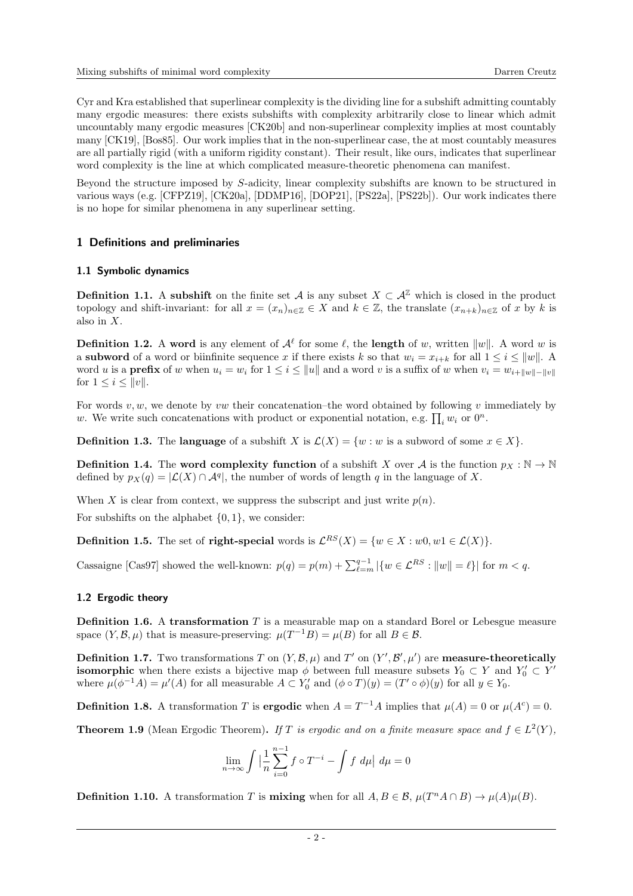Cyr and Kra established that superlinear complexity is the dividing line for a subshift admitting countably many ergodic measures: there exists subshifts with complexity arbitrarily close to linear which admit uncountably many ergodic measures [CK20b] and non-superlinear complexity implies at most countably many [CK19], [Bos85]. Our work implies that in the non-superlinear case, the at most countably measures are all partially rigid (with a uniform rigidity constant). Their result, like ours, indicates that superlinear word complexity is the line at which complicated measure-theoretic phenomena can manifest.

Beyond the structure imposed by $S$-adicity, linear complexity subshifts are known to be structured in various ways (e.g. [CFPZ19], [CK20a], [DDMP16], [DOP21], [PS22a], [PS22b]). Our work indicates there is no hope for similar phenomena in any superlinear setting.

## 1 Definitions and preliminaries

### 1.1 Symbolic dynamics

**Definition 1.1.** A **subshift** on the finite set $\mathcal{A}$ is any subset $X \subset \mathcal{A}^{\mathbb{Z}}$ which is closed in the product topology and shift-invariant: for all $x = (x_n)_{n\in\mathbb{Z}} \in X$ and $k \in \mathbb{Z}$, the translate $(x_{n+k})_{n\in\mathbb{Z}}$ of $x$ by $k$ is also in $X$.

**Definition 1.2.** A **word** is any element of $\mathcal{A}^{\ell}$ for some $\ell$, the **length** of $w$, written $\|w\|$. A word $w$ is a **subword** of a word or biinfinite sequence $x$ if there exists $k$ so that $w_i = x_{i+k}$ for all $1 \leq i \leq \|w\|$. A word $u$ is a **prefix** of $w$ when $u_i = w_i$ for $1 \leq i \leq \|u\|$ and a word $v$ is a suffix of $w$ when $v_i = w_{i+\|w\|-\|v\|}$ for $1 \leq i \leq \|v\|$.

For words $v, w$, we denote by $vw$ their concatenation–the word obtained by following $v$ immediately by $w$. We write such concatenations with product or exponential notation, e.g. $\prod_i w_i$ or $0^n$.

**Definition 1.3.** The **language** of a subshift $X$ is $\mathcal{L}(X) = \{w : w \text{ is a subword of some } x \in X\}$.

**Definition 1.4.** The **word complexity function** of a subshift $X$ over $\mathcal{A}$ is the function $p_X : \mathbb{N} \to \mathbb{N}$ defined by $p_X(q) = |\mathcal{L}(X) \cap \mathcal{A}^q|$, the number of words of length $q$ in the language of $X$.

When $X$ is clear from context, we suppress the subscript and just write $p(n)$.

For subshifts on the alphabet $\{0, 1\}$, we consider:

**Definition 1.5.** The set of **right-special** words is $\mathcal{L}^{RS}(X) = \{w \in X : w0, w1 \in \mathcal{L}(X)\}$.

Cassaigne [Cas97] showed the well-known: $p(q) = p(m) + \sum_{\ell=m}^{q-1} |\{w \in \mathcal{L}^{RS} : \|w\| = \ell\}|$ for $m < q$.

### 1.2 Ergodic theory

**Definition 1.6.** A **transformation** $T$ is a measurable map on a standard Borel or Lebesgue measure space $(Y, \mathcal{B}, \mu)$ that is measure-preserving: $\mu(T^{-1}B) = \mu(B)$ for all $B \in \mathcal{B}$.

**Definition 1.7.** Two transformations $T$ on $(Y, \mathcal{B}, \mu)$ and $T'$ on $(Y', \mathcal{B}', \mu')$ are **measure-theoretically isomorphic** when there exists a bijective map $\phi$ between full measure subsets $Y_0 \subset Y$ and $Y_0' \subset Y'$ where $\mu(\phi^{-1}A) = \mu'(A)$ for all measurable $A \subset Y_0'$ and $(\phi \circ T)(y) = (T' \circ \phi)(y)$ for all $y \in Y_0$.

**Definition 1.8.** A transformation $T$ is **ergodic** when $A = T^{-1}A$ implies that $\mu(A) = 0$ or $\mu(A^c) = 0$.

**Theorem 1.9** (Mean Ergodic Theorem). *If $T$ is ergodic and on a finite measure space and $f \in L^2(Y)$,*

$$\lim_{n\to\infty} \int \Big|\frac{1}{n}\sum_{i=0}^{n-1} f \circ T^{-i} - \int f \, d\mu\Big| \, d\mu = 0$$

**Definition 1.10.** A transformation $T$ is **mixing** when for all $A, B \in \mathcal{B}$, $\mu(T^n A \cap B) \to \mu(A)\mu(B)$.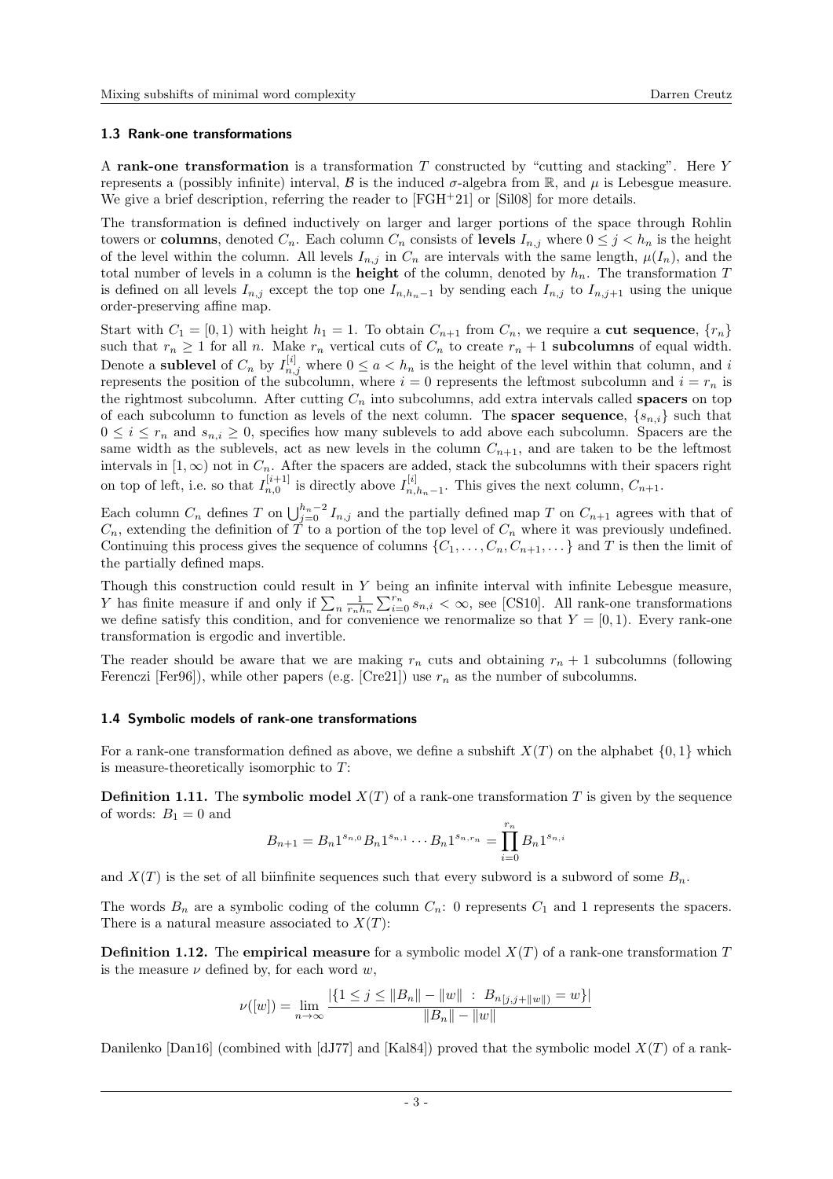### 1.3 Rank-one transformations

A **rank-one transformation** is a transformation $T$ constructed by "cutting and stacking". Here $Y$ represents a (possibly infinite) interval, $\mathcal{B}$ is the induced $\sigma$-algebra from $\mathbb{R}$, and $\mu$ is Lebesgue measure. We give a brief description, referring the reader to [FGH+21] or [Sil08] for more details.

The transformation is defined inductively on larger and larger portions of the space through Rohlin towers or **columns**, denoted $C_n$. Each column $C_n$ consists of **levels** $I_{n,j}$ where $0 \leq j < h_n$ is the height of the level within the column. All levels $I_{n,j}$ in $C_n$ are intervals with the same length, $\mu(I_n)$, and the total number of levels in a column is the **height** of the column, denoted by $h_n$. The transformation $T$ is defined on all levels $I_{n,j}$ except the top one $I_{n,h_n-1}$ by sending each $I_{n,j}$ to $I_{n,j+1}$ using the unique order-preserving affine map.

Start with $C_1 = [0,1)$ with height $h_1 = 1$. To obtain $C_{n+1}$ from $C_n$, we require a **cut sequence**, $\{r_n\}$ such that $r_n \geq 1$ for all $n$. Make $r_n$ vertical cuts of $C_n$ to create $r_n + 1$ **subcolumns** of equal width. Denote a **sublevel** of $C_n$ by $I_{n,j}^{[i]}$ where $0 \leq a < h_n$ is the height of the level within that column, and $i$ represents the position of the subcolumn, where $i = 0$ represents the leftmost subcolumn and $i = r_n$ is the rightmost subcolumn. After cutting $C_n$ into subcolumns, add extra intervals called **spacers** on top of each subcolumn to function as levels of the next column. The **spacer sequence**, $\{s_{n,i}\}$ such that $0 \leq i \leq r_n$ and $s_{n,i} \geq 0$, specifies how many sublevels to add above each subcolumn. Spacers are the same width as the sublevels, act as new levels in the column $C_{n+1}$, and are taken to be the leftmost intervals in $[1,\infty)$ not in $C_n$. After the spacers are added, stack the subcolumns with their spacers right on top of left, i.e. so that $I_{n,0}^{[i+1]}$ is directly above $I_{n,h_n-1}^{[i]}$. This gives the next column, $C_{n+1}$.

Each column $C_n$ defines $T$ on $\bigcup_{j=0}^{h_n-2} I_{n,j}$ and the partially defined map $T$ on $C_{n+1}$ agrees with that of $C_n$, extending the definition of $T$ to a portion of the top level of $C_n$ where it was previously undefined. Continuing this process gives the sequence of columns $\{C_1, \ldots, C_n, C_{n+1}, \ldots\}$ and $T$ is then the limit of the partially defined maps.

Though this construction could result in $Y$ being an infinite interval with infinite Lebesgue measure, $Y$ has finite measure if and only if $\sum_n \frac{1}{r_n h_n} \sum_{i=0}^{r_n} s_{n,i} < \infty$, see [CS10]. All rank-one transformations we define satisfy this condition, and for convenience we renormalize so that $Y = [0,1)$. Every rank-one transformation is ergodic and invertible.

The reader should be aware that we are making $r_n$ cuts and obtaining $r_n + 1$ subcolumns (following Ferenczi [Fer96]), while other papers (e.g. [Cre21]) use $r_n$ as the number of subcolumns.

### 1.4 Symbolic models of rank-one transformations

For a rank-one transformation defined as above, we define a subshift $X(T)$ on the alphabet $\{0,1\}$ which is measure-theoretically isomorphic to $T$:

**Definition 1.11.** The **symbolic model** $X(T)$ of a rank-one transformation $T$ is given by the sequence of words: $B_1 = 0$ and

$$B_{n+1} = B_n 1^{s_{n,0}} B_n 1^{s_{n,1}} \cdots B_n 1^{s_{n,r_n}} = \prod_{i=0}^{r_n} B_n 1^{s_{n,i}}$$

and $X(T)$ is the set of all biinfinite sequences such that every subword is a subword of some $B_n$.

The words $B_n$ are a symbolic coding of the column $C_n$: 0 represents $C_1$ and 1 represents the spacers. There is a natural measure associated to $X(T)$:

**Definition 1.12.** The **empirical measure** for a symbolic model $X(T)$ of a rank-one transformation $T$ is the measure $\nu$ defined by, for each word $w$,

$$\nu([w]) = \lim_{n \to \infty} \frac{|\{1 \leq j \leq \|B_n\| - \|w\| \ : \ B_{n[j,j+\|w\|)} = w\}|}{\|B_n\| - \|w\|}$$

Danilenko [Dan16] (combined with [dJ77] and [Kal84]) proved that the symbolic model $X(T)$ of a rank-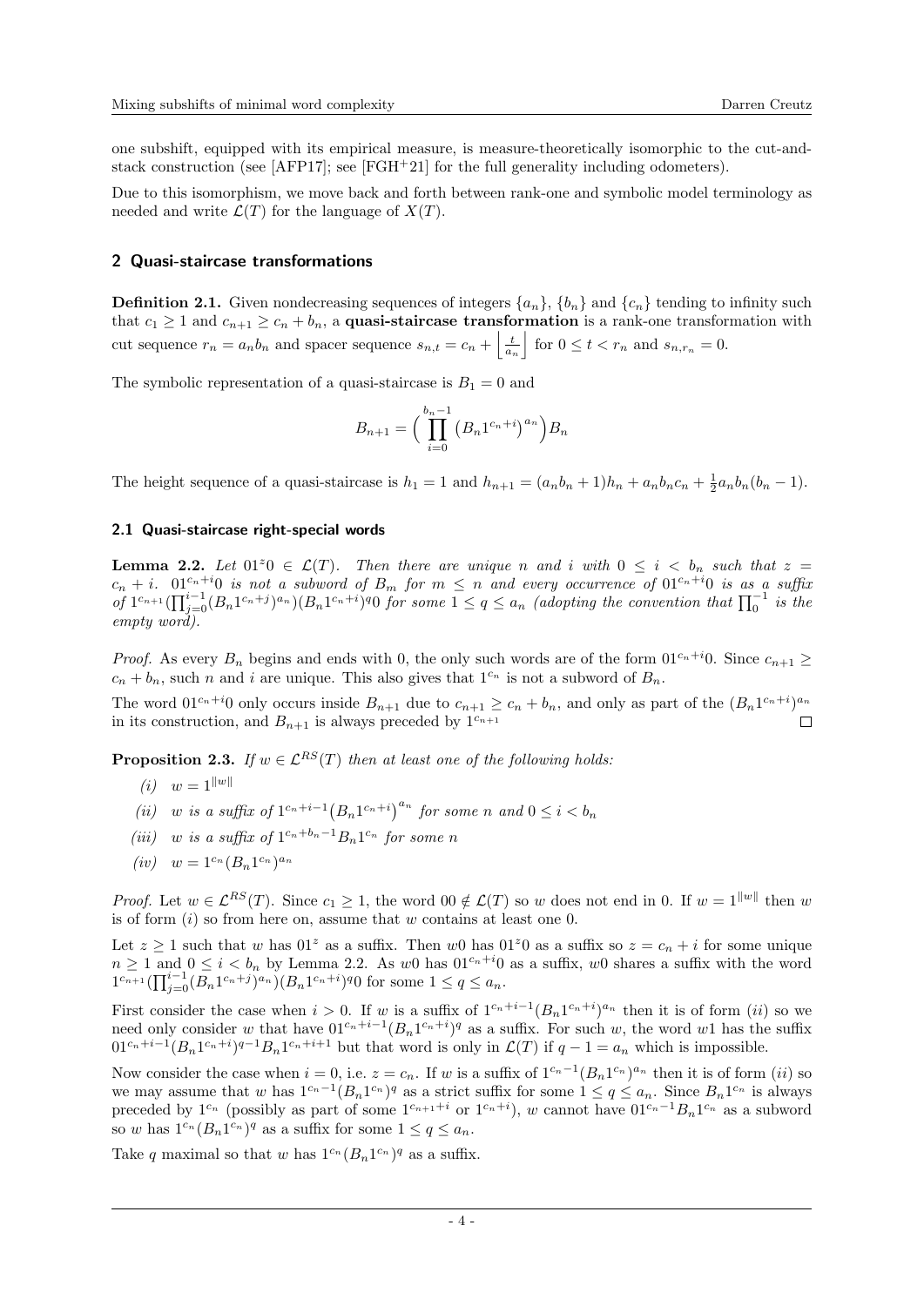one subshift, equipped with its empirical measure, is measure-theoretically isomorphic to the cut-and-stack construction (see [AFP17]; see [FGH+21] for the full generality including odometers).

Due to this isomorphism, we move back and forth between rank-one and symbolic model terminology as needed and write $\mathcal{L}(T)$ for the language of $X(T)$.

## 2 Quasi-staircase transformations

**Definition 2.1.** Given nondecreasing sequences of integers $\{a_n\}$, $\{b_n\}$ and $\{c_n\}$ tending to infinity such that $c_1 \geq 1$ and $c_{n+1} \geq c_n + b_n$, a **quasi-staircase transformation** is a rank-one transformation with cut sequence $r_n = a_n b_n$ and spacer sequence $s_{n,t} = c_n + \left\lfloor \frac{t}{a_n} \right\rfloor$ for $0 \leq t < r_n$ and $s_{n,r_n} = 0$.

The symbolic representation of a quasi-staircase is $B_1 = 0$ and

$$B_{n+1} = \Big( \prod_{i=0}^{b_n - 1} \big(B_n 1^{c_n+i}\big)^{a_n} \Big) B_n$$

The height sequence of a quasi-staircase is $h_1 = 1$ and $h_{n+1} = (a_n b_n + 1) h_n + a_n b_n c_n + \frac{1}{2} a_n b_n (b_n - 1)$.

### 2.1 Quasi-staircase right-special words

**Lemma 2.2.** *Let $01^z0 \in \mathcal{L}(T)$. Then there are unique $n$ and $i$ with $0 \leq i < b_n$ such that $z = c_n + i$. $01^{c_n+i}0$ is not a subword of $B_m$ for $m \leq n$ and every occurrence of $01^{c_n+i}0$ is as a suffix of $1^{c_{n+1}}(\prod_{j=0}^{i-1}(B_n 1^{c_n+j})^{a_n})(B_n 1^{c_n+i})^q 0$ for some $1 \leq q \leq a_n$ (adopting the convention that $\prod_0^{-1}$ is the empty word).*

*Proof.* As every $B_n$ begins and ends with 0, the only such words are of the form $01^{c_n+i}0$. Since $c_{n+1} \geq c_n + b_n$, such $n$ and $i$ are unique. This also gives that $1^{c_n}$ is not a subword of $B_n$.

The word $01^{c_n+i}0$ only occurs inside $B_{n+1}$ due to $c_{n+1} \geq c_n + b_n$, and only as part of the $(B_n 1^{c_n+i})^{a_n}$ in its construction, and $B_{n+1}$ is always preceded by $1^{c_{n+1}}$ ☐

**Proposition 2.3.** *If $w \in \mathcal{L}^{RS}(T)$ then at least one of the following holds:*

- *(i)* $w = 1^{\|w\|}$
- *(ii)* *$w$ is a suffix of $1^{c_n+i-1}\big(B_n 1^{c_n+i}\big)^{a_n}$ for some $n$ and $0 \leq i < b_n$*
- *(iii)* *$w$ is a suffix of $1^{c_n+b_n-1} B_n 1^{c_n}$ for some $n$*
- *(iv)* $w = 1^{c_n}(B_n 1^{c_n})^{a_n}$

*Proof.* Let $w \in \mathcal{L}^{RS}(T)$. Since $c_1 \geq 1$, the word $00 \notin \mathcal{L}(T)$ so $w$ does not end in 0. If $w = 1^{\|w\|}$ then $w$ is of form $(i)$ so from here on, assume that $w$ contains at least one 0.

Let $z \geq 1$ such that $w$ has $01^z$ as a suffix. Then $w0$ has $01^z0$ as a suffix so $z = c_n + i$ for some unique $n \geq 1$ and $0 \leq i < b_n$ by Lemma 2.2. As $w0$ has $01^{c_n+i}0$ as a suffix, $w0$ shares a suffix with the word $1^{c_{n+1}}(\prod_{j=0}^{i-1}(B_n 1^{c_n+j})^{a_n})(B_n 1^{c_n+i})^q 0$ for some $1 \leq q \leq a_n$.

First consider the case when $i > 0$. If $w$ is a suffix of $1^{c_n+i-1}(B_n 1^{c_n+i})^{a_n}$ then it is of form $(ii)$ so we need only consider $w$ that have $01^{c_n+i-1}(B_n 1^{c_n+i})^q$ as a suffix. For such $w$, the word $w1$ has the suffix $01^{c_n+i-1}(B_n 1^{c_n+i})^{q-1} B_n 1^{c_n+i+1}$ but that word is only in $\mathcal{L}(T)$ if $q - 1 = a_n$ which is impossible.

Now consider the case when $i = 0$, i.e. $z = c_n$. If $w$ is a suffix of $1^{c_n-1}(B_n 1^{c_n})^{a_n}$ then it is of form $(ii)$ so we may assume that $w$ has $1^{c_n-1}(B_n 1^{c_n})^q$ as a strict suffix for some $1 \leq q \leq a_n$. Since $B_n 1^{c_n}$ is always preceded by $1^{c_n}$ (possibly as part of some $1^{c_{n+1}+i}$ or $1^{c_n+i}$), $w$ cannot have $01^{c_n-1} B_n 1^{c_n}$ as a subword so $w$ has $1^{c_n}(B_n 1^{c_n})^q$ as a suffix for some $1 \leq q \leq a_n$.

Take $q$ maximal so that $w$ has $1^{c_n}(B_n 1^{c_n})^q$ as a suffix.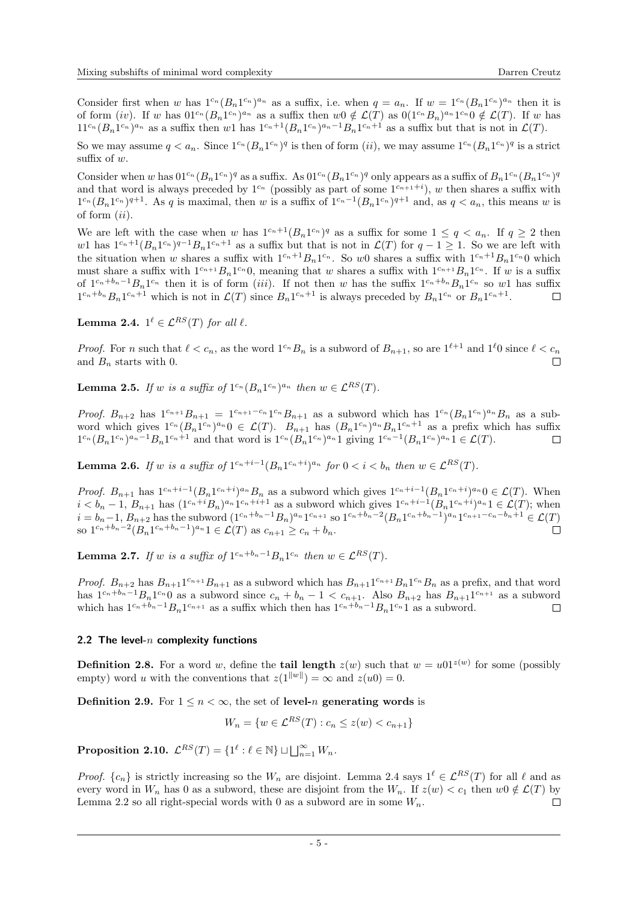Consider first when $w$ has $1^{c_n}(B_n 1^{c_n})^{a_n}$ as a suffix, i.e. when $q = a_n$. If $w = 1^{c_n}(B_n 1^{c_n})^{a_n}$ then it is of form $(iv)$. If $w$ has $01^{c_n}(B_n 1^{c_n})^{a_n}$ as a suffix then $w0 \notin \mathcal{L}(T)$ as $0(1^{c_n}B_n)^{a_n}1^{c_n}0 \notin \mathcal{L}(T)$. If $w$ has $11^{c_n}(B_n 1^{c_n})^{a_n}$ as a suffix then $w1$ has $1^{c_n+1}(B_n 1^{c_n})^{a_n-1}B_n 1^{c_n+1}$ as a suffix but that is not in $\mathcal{L}(T)$.

So we may assume $q < a_n$. Since $1^{c_n}(B_n 1^{c_n})^q$ is then of form $(ii)$, we may assume $1^{c_n}(B_n 1^{c_n})^q$ is a strict suffix of $w$.

Consider when $w$ has $01^{c_n}(B_n 1^{c_n})^q$ as a suffix. As $01^{c_n}(B_n 1^{c_n})^q$ only appears as a suffix of $B_n 1^{c_n}(B_n 1^{c_n})^q$ and that word is always preceded by $1^{c_n}$ (possibly as part of some $1^{c_{n+1}+i}$), $w$ then shares a suffix with $1^{c_n}(B_n 1^{c_n})^{q+1}$. As $q$ is maximal, then $w$ is a suffix of $1^{c_n-1}(B_n 1^{c_n})^{q+1}$ and, as $q < a_n$, this means $w$ is of form $(ii)$.

We are left with the case when $w$ has $1^{c_n+1}(B_n 1^{c_n})^q$ as a suffix for some $1 \leq q < a_n$. If $q \geq 2$ then $w1$ has $1^{c_n+1}(B_n 1^{c_n})^{q-1}B_n 1^{c_n+1}$ as a suffix but that is not in $\mathcal{L}(T)$ for $q - 1 \geq 1$. So we are left with the situation when $w$ shares a suffix with $1^{c_n+1}B_n 1^{c_n}$. So $w0$ shares a suffix with $1^{c_n+1}B_n 1^{c_n}0$ which must share a suffix with $1^{c_{n+1}}B_n 1^{c_n}0$, meaning that $w$ shares a suffix with $1^{c_{n+1}}B_n 1^{c_n}$. If $w$ is a suffix of $1^{c_n+b_n-1}B_n 1^{c_n}$ then it is of form $(iii)$. If not then $w$ has the suffix $1^{c_n+b_n}B_n 1^{c_n}$ so $w1$ has suffix $1^{c_n+b_n}B_n 1^{c_n+1}$ which is not in $\mathcal{L}(T)$ since $B_n 1^{c_n+1}$ is always preceded by $B_n 1^{c_n}$ or $B_n 1^{c_n+1}$. $\square$

**Lemma 2.4.** *$1^\ell \in \mathcal{L}^{RS}(T)$ for all $\ell$.*

*Proof.* For $n$ such that $\ell < c_n$, as the word $1^{c_n}B_n$ is a subword of $B_{n+1}$, so are $1^{\ell+1}$ and $1^\ell 0$ since $\ell < c_n$ and $B_n$ starts with 0. $\square$

**Lemma 2.5.** *If $w$ is a suffix of $1^{c_n}(B_n 1^{c_n})^{a_n}$ then $w \in \mathcal{L}^{RS}(T)$.*

*Proof.* $B_{n+2}$ has $1^{c_{n+1}}B_{n+1} = 1^{c_{n+1}-c_n}1^{c_n}B_{n+1}$ as a subword which has $1^{c_n}(B_n 1^{c_n})^{a_n}B_n$ as a subword which gives $1^{c_n}(B_n 1^{c_n})^{a_n}0 \in \mathcal{L}(T)$. $B_{n+1}$ has $(B_n 1^{c_n})^{a_n}B_n 1^{c_n+1}$ as a prefix which has suffix $1^{c_n}(B_n 1^{c_n})^{a_n-1}B_n 1^{c_n+1}$ and that word is $1^{c_n}(B_n 1^{c_n})^{a_n}1$ giving $1^{c_n-1}(B_n 1^{c_n})^{a_n}1 \in \mathcal{L}(T)$. $\square$

**Lemma 2.6.** *If $w$ is a suffix of $1^{c_n+i-1}(B_n 1^{c_n+i})^{a_n}$ for $0 < i < b_n$ then $w \in \mathcal{L}^{RS}(T)$.*

*Proof.* $B_{n+1}$ has $1^{c_n+i-1}(B_n 1^{c_n+i})^{a_n}B_n$ as a subword which gives $1^{c_n+i-1}(B_n 1^{c_n+i})^{a_n}0 \in \mathcal{L}(T)$. When $i < b_n - 1$, $B_{n+1}$ has $(1^{c_n+i}B_n)^{a_n}1^{c_n+i+1}$ as a subword which gives $1^{c_n+i-1}(B_n 1^{c_n+i})^{a_n}1 \in \mathcal{L}(T)$; when $i = b_n - 1$, $B_{n+2}$ has the subword $(1^{c_n+b_n-1}B_n)^{a_n}1^{c_{n+1}}$ so $1^{c_n+b_n-2}(B_n 1^{c_n+b_n-1})^{a_n}1^{c_{n+1}-c_n-b_n+1} \in \mathcal{L}(T)$ so $1^{c_n+b_n-2}(B_n 1^{c_n+b_n-1})^{a_n}1 \in \mathcal{L}(T)$ as $c_{n+1} \geq c_n + b_n$. $\square$

**Lemma 2.7.** *If $w$ is a suffix of $1^{c_n+b_n-1}B_n 1^{c_n}$ then $w \in \mathcal{L}^{RS}(T)$.*

*Proof.* $B_{n+2}$ has $B_{n+1}1^{c_{n+1}}B_{n+1}$ as a subword which has $B_{n+1}1^{c_{n+1}}B_n 1^{c_n}B_n$ as a prefix, and that word has $1^{c_n+b_n-1}B_n 1^{c_n}0$ as a subword since $c_n + b_n - 1 < c_{n+1}$. Also $B_{n+2}$ has $B_{n+1}1^{c_{n+1}}$ as a subword which has $1^{c_n+b_n-1}B_n 1^{c_{n+1}}$ as a suffix which then has $1^{c_n+b_n-1}B_n 1^{c_n}1$ as a subword. $\square$

### 2.2 The level-$n$ complexity functions

**Definition 2.8.** For a word $w$, define the **tail length** $z(w)$ such that $w = u01^{z(w)}$ for some (possibly empty) word $u$ with the conventions that $z(1^{\|w\|}) = \infty$ and $z(u0) = 0$.

**Definition 2.9.** For $1 \leq n < \infty$, the set of **level-$n$ generating words** is

$$W_n = \{w \in \mathcal{L}^{RS}(T) : c_n \leq z(w) < c_{n+1}\}$$

**Proposition 2.10.** $\mathcal{L}^{RS}(T) = \{1^\ell : \ell \in \mathbb{N}\} \sqcup \bigsqcup_{n=1}^\infty W_n$.

*Proof.* $\{c_n\}$ is strictly increasing so the $W_n$ are disjoint. Lemma 2.4 says $1^\ell \in \mathcal{L}^{RS}(T)$ for all $\ell$ and as every word in $W_n$ has 0 as a subword, these are disjoint from the $W_n$. If $z(w) < c_1$ then $w0 \notin \mathcal{L}(T)$ by Lemma 2.2 so all right-special words with 0 as a subword are in some $W_n$. $\square$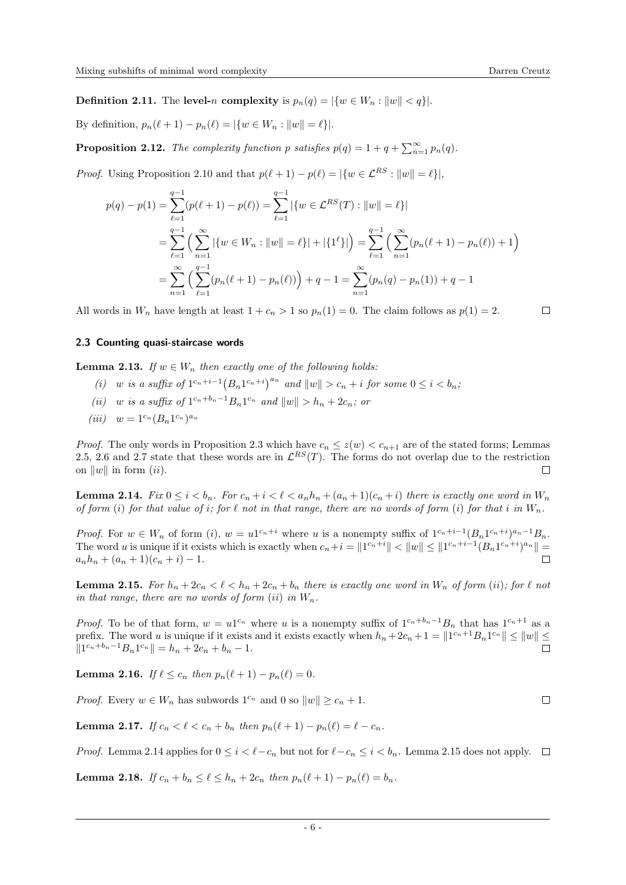**Definition 2.11.** The **level-$n$ complexity** is $p_n(q) = |\{w \in W_n : \|w\| < q\}|$.

By definition, $p_n(\ell+1) - p_n(\ell) = |\{w \in W_n : \|w\| = \ell\}|$.

**Proposition 2.12.** *The complexity function $p$ satisfies $p(q) = 1 + q + \sum_{n=1}^{\infty} p_n(q)$.*

*Proof.* Using Proposition 2.10 and that $p(\ell+1) - p(\ell) = |\{w \in \mathcal{L}^{RS} : \|w\| = \ell\}|$,

$$
\begin{aligned}
p(q) - p(1) &= \sum_{\ell=1}^{q-1} (p(\ell+1) - p(\ell)) = \sum_{\ell=1}^{q-1} |\{w \in \mathcal{L}^{RS}(T) : \|w\| = \ell\}| \\
&= \sum_{\ell=1}^{q-1} \Big( \sum_{n=1}^{\infty} |\{w \in W_n : \|w\| = \ell\}| + |\{1^\ell\}| \Big) = \sum_{\ell=1}^{q-1} \Big( \sum_{n=1}^{\infty} (p_n(\ell+1) - p_n(\ell)) + 1 \Big) \\
&= \sum_{n=1}^{\infty} \Big( \sum_{\ell=1}^{q-1} (p_n(\ell+1) - p_n(\ell)) \Big) + q - 1 = \sum_{n=1}^{\infty} (p_n(q) - p_n(1)) + q - 1
\end{aligned}
$$

All words in $W_n$ have length at least $1 + c_n > 1$ so $p_n(1) = 0$. The claim follows as $p(1) = 2$. $\square$

### 2.3 Counting quasi-staircase words

**Lemma 2.13.** *If $w \in W_n$ then exactly one of the following holds:*

*(i) $w$ is a suffix of $1^{c_n+i-1}\big(B_n 1^{c_n+i}\big)^{a_n}$ and $\|w\| > c_n + i$ for some $0 \le i < b_n$;*

*(ii) $w$ is a suffix of $1^{c_n+b_n-1} B_n 1^{c_n}$ and $\|w\| > h_n + 2c_n$; or*

*(iii) $w = 1^{c_n}(B_n 1^{c_n})^{a_n}$*

*Proof.* The only words in Proposition 2.3 which have $c_n \le z(w) < c_{n+1}$ are of the stated forms; Lemmas 2.5, 2.6 and 2.7 state that these words are in $\mathcal{L}^{RS}(T)$. The forms do not overlap due to the restriction on $\|w\|$ in form $(ii)$. $\square$

**Lemma 2.14.** *Fix $0 \le i < b_n$. For $c_n + i < \ell < a_n h_n + (a_n+1)(c_n+i)$ there is exactly one word in $W_n$ of form $(i)$ for that value of $i$; for $\ell$ not in that range, there are no words of form $(i)$ for that $i$ in $W_n$.*

*Proof.* For $w \in W_n$ of form $(i)$, $w = u1^{c_n+i}$ where $u$ is a nonempty suffix of $1^{c_n+i-1}(B_n 1^{c_n+i})^{a_n-1} B_n$. The word $u$ is unique if it exists which is exactly when $c_n + i = \|1^{c_n+i}\| < \|w\| \le \|1^{c_n+i-1}(B_n 1^{c_n+i})^{a_n}\| = a_n h_n + (a_n+1)(c_n+i) - 1$. $\square$

**Lemma 2.15.** *For $h_n + 2c_n < \ell < h_n + 2c_n + b_n$ there is exactly one word in $W_n$ of form $(ii)$; for $\ell$ not in that range, there are no words of form $(ii)$ in $W_n$.*

*Proof.* To be of that form, $w = u1^{c_n}$ where $u$ is a nonempty suffix of $1^{c_n+b_n-1}B_n$ that has $1^{c_n+1}$ as a prefix. The word $u$ is unique if it exists and it exists exactly when $h_n + 2c_n + 1 = \|1^{c_n+1}B_n 1^{c_n}\| \le \|w\| \le \|1^{c_n+b_n-1}B_n 1^{c_n}\| = h_n + 2c_n + b_n - 1$. $\square$

**Lemma 2.16.** *If $\ell \le c_n$ then $p_n(\ell+1) - p_n(\ell) = 0$.*

*Proof.* Every $w \in W_n$ has subwords $1^{c_n}$ and $0$ so $\|w\| \ge c_n + 1$. $\square$

**Lemma 2.17.** *If $c_n < \ell < c_n + b_n$ then $p_n(\ell+1) - p_n(\ell) = \ell - c_n$.*

*Proof.* Lemma 2.14 applies for $0 \le i < \ell - c_n$ but not for $\ell - c_n \le i < b_n$. Lemma 2.15 does not apply. $\square$

**Lemma 2.18.** *If $c_n + b_n \le \ell \le h_n + 2c_n$ then $p_n(\ell+1) - p_n(\ell) = b_n$.*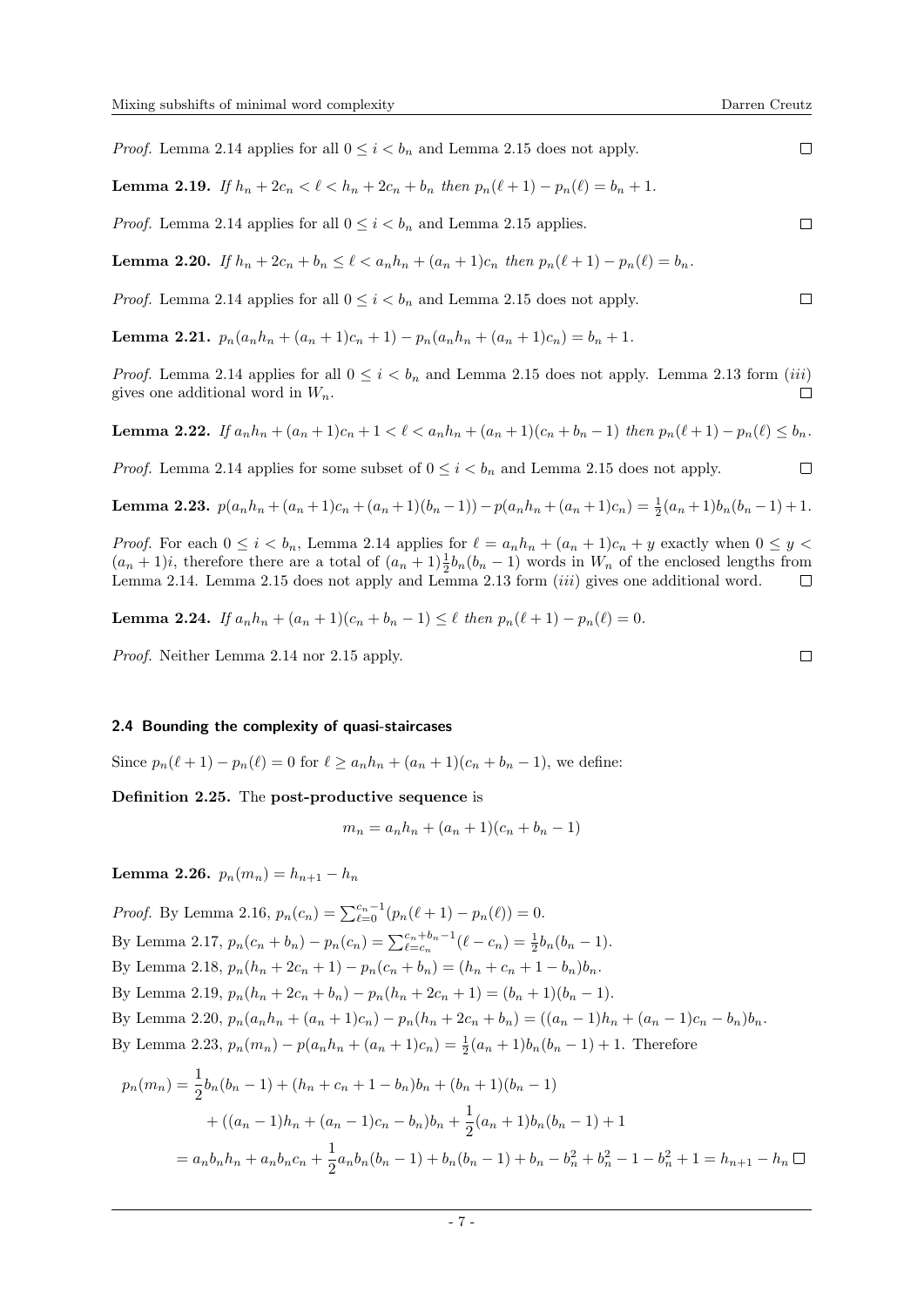*Proof.* Lemma 2.14 applies for all $0 \leq i < b_n$ and Lemma 2.15 does not apply. $\square$

**Lemma 2.19.** *If $h_n + 2c_n < \ell < h_n + 2c_n + b_n$ then $p_n(\ell+1) - p_n(\ell) = b_n + 1$.*

*Proof.* Lemma 2.14 applies for all $0 \leq i < b_n$ and Lemma 2.15 applies. $\square$

**Lemma 2.20.** *If $h_n + 2c_n + b_n \leq \ell < a_n h_n + (a_n+1)c_n$ then $p_n(\ell+1) - p_n(\ell) = b_n$.*

*Proof.* Lemma 2.14 applies for all $0 \leq i < b_n$ and Lemma 2.15 does not apply. $\square$

**Lemma 2.21.** $p_n(a_n h_n + (a_n+1)c_n + 1) - p_n(a_n h_n + (a_n+1)c_n) = b_n + 1$.

*Proof.* Lemma 2.14 applies for all $0 \leq i < b_n$ and Lemma 2.15 does not apply. Lemma 2.13 form $(iii)$ gives one additional word in $W_n$. $\square$

**Lemma 2.22.** *If $a_n h_n + (a_n+1)c_n + 1 < \ell < a_n h_n + (a_n+1)(c_n + b_n - 1)$ then $p_n(\ell+1) - p_n(\ell) \leq b_n$.*

*Proof.* Lemma 2.14 applies for some subset of $0 \leq i < b_n$ and Lemma 2.15 does not apply. $\square$

**Lemma 2.23.** $p(a_n h_n + (a_n+1)c_n + (a_n+1)(b_n-1)) - p(a_n h_n + (a_n+1)c_n) = \frac{1}{2}(a_n+1)b_n(b_n-1) + 1$.

*Proof.* For each $0 \leq i < b_n$, Lemma 2.14 applies for $\ell = a_n h_n + (a_n+1)c_n + y$ exactly when $0 \leq y < (a_n+1)i$, therefore there are a total of $(a_n+1)\frac{1}{2}b_n(b_n-1)$ words in $W_n$ of the enclosed lengths from Lemma 2.14. Lemma 2.15 does not apply and Lemma 2.13 form $(iii)$ gives one additional word. $\square$

**Lemma 2.24.** *If $a_n h_n + (a_n+1)(c_n + b_n - 1) \leq \ell$ then $p_n(\ell+1) - p_n(\ell) = 0$.*

*Proof.* Neither Lemma 2.14 nor 2.15 apply. $\square$

### 2.4 Bounding the complexity of quasi-staircases

Since $p_n(\ell+1) - p_n(\ell) = 0$ for $\ell \geq a_n h_n + (a_n+1)(c_n + b_n - 1)$, we define:

**Definition 2.25.** The **post-productive sequence** is

$$m_n = a_n h_n + (a_n+1)(c_n + b_n - 1)$$

**Lemma 2.26.** $p_n(m_n) = h_{n+1} - h_n$

*Proof.* By Lemma 2.16, $p_n(c_n) = \sum_{\ell=0}^{c_n-1}(p_n(\ell+1) - p_n(\ell)) = 0$.

By Lemma 2.17, $p_n(c_n + b_n) - p_n(c_n) = \sum_{\ell=c_n}^{c_n+b_n-1}(\ell - c_n) = \frac{1}{2}b_n(b_n-1)$.

By Lemma 2.18, $p_n(h_n + 2c_n + 1) - p_n(c_n + b_n) = (h_n + c_n + 1 - b_n)b_n$.

By Lemma 2.19, $p_n(h_n + 2c_n + b_n) - p_n(h_n + 2c_n + 1) = (b_n+1)(b_n-1)$.

By Lemma 2.20, $p_n(a_n h_n + (a_n+1)c_n) - p_n(h_n + 2c_n + b_n) = ((a_n-1)h_n + (a_n-1)c_n - b_n)b_n$.

By Lemma 2.23, $p_n(m_n) - p(a_n h_n + (a_n+1)c_n) = \frac{1}{2}(a_n+1)b_n(b_n-1) + 1$. Therefore

$$\begin{aligned}
p_n(m_n) &= \frac{1}{2}b_n(b_n-1) + (h_n + c_n + 1 - b_n)b_n + (b_n+1)(b_n-1) \\
&\quad + ((a_n-1)h_n + (a_n-1)c_n - b_n)b_n + \frac{1}{2}(a_n+1)b_n(b_n-1) + 1 \\
&= a_n b_n h_n + a_n b_n c_n + \frac{1}{2}a_n b_n(b_n-1) + b_n(b_n-1) + b_n - b_n^2 + b_n^2 - 1 - b_n^2 + 1 = h_{n+1} - h_n
\end{aligned}$$ $\square$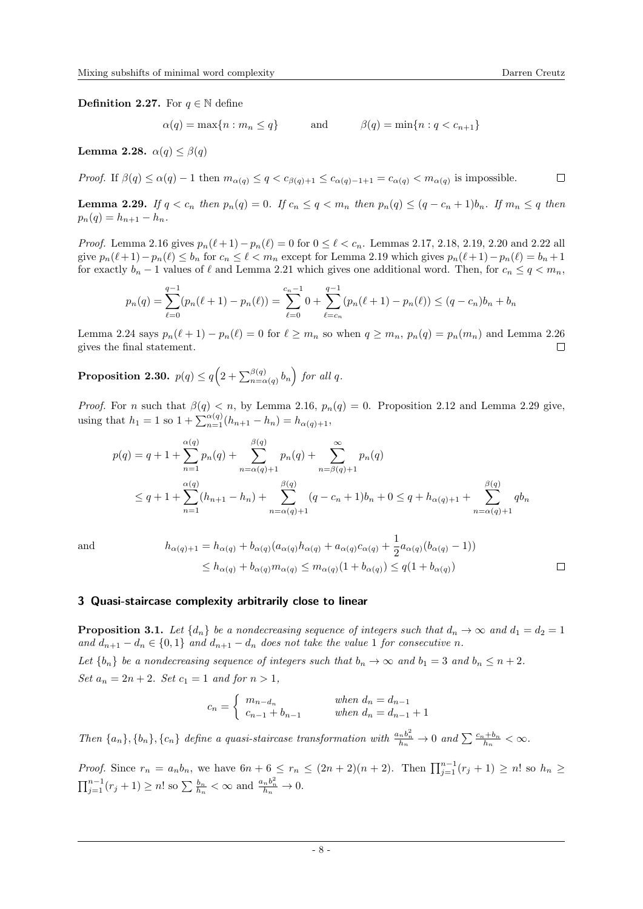**Definition 2.27.** For $q \in \mathbb{N}$ define

$$\alpha(q) = \max\{n : m_n \leq q\} \qquad \text{and} \qquad \beta(q) = \min\{n : q < c_{n+1}\}$$

**Lemma 2.28.** $\alpha(q) \leq \beta(q)$

*Proof.* If $\beta(q) \leq \alpha(q) - 1$ then $m_{\alpha(q)} \leq q < c_{\beta(q)+1} \leq c_{\alpha(q)-1+1} = c_{\alpha(q)} < m_{\alpha(q)}$ is impossible. $\square$

**Lemma 2.29.** *If $q < c_n$ then $p_n(q) = 0$. If $c_n \leq q < m_n$ then $p_n(q) \leq (q - c_n + 1)b_n$. If $m_n \leq q$ then $p_n(q) = h_{n+1} - h_n$.*

*Proof.* Lemma 2.16 gives $p_n(\ell+1) - p_n(\ell) = 0$ for $0 \leq \ell < c_n$. Lemmas 2.17, 2.18, 2.19, 2.20 and 2.22 all give $p_n(\ell+1) - p_n(\ell) \leq b_n$ for $c_n \leq \ell < m_n$ except for Lemma 2.19 which gives $p_n(\ell+1) - p_n(\ell) = b_n + 1$ for exactly $b_n - 1$ values of $\ell$ and Lemma 2.21 which gives one additional word. Then, for $c_n \leq q < m_n$,

$$p_n(q) = \sum_{\ell=0}^{q-1}(p_n(\ell+1) - p_n(\ell)) = \sum_{\ell=0}^{c_n-1} 0 + \sum_{\ell=c_n}^{q-1}(p_n(\ell+1) - p_n(\ell)) \leq (q - c_n)b_n + b_n$$

Lemma 2.24 says $p_n(\ell+1) - p_n(\ell) = 0$ for $\ell \geq m_n$ so when $q \geq m_n$, $p_n(q) = p_n(m_n)$ and Lemma 2.26 gives the final statement. $\square$

**Proposition 2.30.** $p(q) \leq q\Big(2 + \sum_{n=\alpha(q)}^{\beta(q)} b_n\Big)$ *for all $q$.*

*Proof.* For $n$ such that $\beta(q) < n$, by Lemma 2.16, $p_n(q) = 0$. Proposition 2.12 and Lemma 2.29 give, using that $h_1 = 1$ so $1 + \sum_{n=1}^{\alpha(q)}(h_{n+1} - h_n) = h_{\alpha(q)+1}$,

$$\begin{aligned}
p(q) &= q + 1 + \sum_{n=1}^{\alpha(q)} p_n(q) + \sum_{n=\alpha(q)+1}^{\beta(q)} p_n(q) + \sum_{n=\beta(q)+1}^{\infty} p_n(q) \\
&\leq q + 1 + \sum_{n=1}^{\alpha(q)}(h_{n+1} - h_n) + \sum_{n=\alpha(q)+1}^{\beta(q)}(q - c_n + 1)b_n + 0 \leq q + h_{\alpha(q)+1} + \sum_{n=\alpha(q)+1}^{\beta(q)} q b_n
\end{aligned}$$

and

$$\begin{aligned}
h_{\alpha(q)+1} &= h_{\alpha(q)} + b_{\alpha(q)}(a_{\alpha(q)}h_{\alpha(q)} + a_{\alpha(q)}c_{\alpha(q)} + \frac{1}{2}a_{\alpha(q)}(b_{\alpha(q)} - 1)) \\
&\leq h_{\alpha(q)} + b_{\alpha(q)}m_{\alpha(q)} \leq m_{\alpha(q)}(1 + b_{\alpha(q)}) \leq q(1 + b_{\alpha(q)})
\end{aligned}$$

$\square$

## 3 Quasi-staircase complexity arbitrarily close to linear

**Proposition 3.1.** *Let $\{d_n\}$ be a nondecreasing sequence of integers such that $d_n \to \infty$ and $d_1 = d_2 = 1$ and $d_{n+1} - d_n \in \{0, 1\}$ and $d_{n+1} - d_n$ does not take the value 1 for consecutive $n$.*

*Let $\{b_n\}$ be a nondecreasing sequence of integers such that $b_n \to \infty$ and $b_1 = 3$ and $b_n \leq n + 2$.*

*Set $a_n = 2n + 2$. Set $c_1 = 1$ and for $n > 1$,*

$$c_n = \begin{cases} m_{n-d_n} & \text{when } d_n = d_{n-1} \\ c_{n-1} + b_{n-1} & \text{when } d_n = d_{n-1} + 1 \end{cases}$$

*Then $\{a_n\}, \{b_n\}, \{c_n\}$ define a quasi-staircase transformation with $\frac{a_n b_n^2}{h_n} \to 0$ and $\sum \frac{c_n + b_n}{h_n} < \infty$.*

*Proof.* Since $r_n = a_n b_n$, we have $6n + 6 \leq r_n \leq (2n + 2)(n + 2)$. Then $\prod_{j=1}^{n-1}(r_j + 1) \geq n!$ so $h_n \geq \prod_{j=1}^{n-1}(r_j + 1) \geq n!$ so $\sum \frac{b_n}{h_n} < \infty$ and $\frac{a_n b_n^2}{h_n} \to 0$.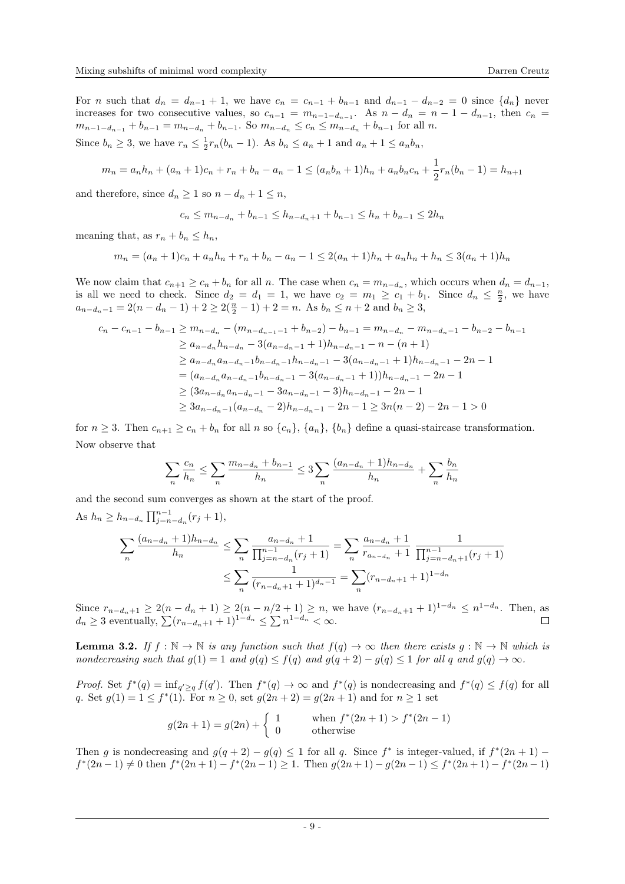For $n$ such that $d_n = d_{n-1} + 1$, we have $c_n = c_{n-1} + b_{n-1}$ and $d_{n-1} - d_{n-2} = 0$ since $\{d_n\}$ never increases for two consecutive values, so $c_{n-1} = m_{n-1-d_{n-1}}$. As $n - d_n = n - 1 - d_{n-1}$, then $c_n = m_{n-1-d_{n-1}} + b_{n-1} = m_{n-d_n} + b_{n-1}$. So $m_{n-d_n} \leq c_n \leq m_{n-d_n} + b_{n-1}$ for all $n$.

Since $b_n \geq 3$, we have $r_n \leq \frac{1}{2} r_n(b_n - 1)$. As $b_n \leq a_n + 1$ and $a_n + 1 \leq a_n b_n$,

$$m_n = a_n h_n + (a_n + 1)c_n + r_n + b_n - a_n - 1 \leq (a_n b_n + 1)h_n + a_n b_n c_n + \frac{1}{2} r_n(b_n - 1) = h_{n+1}$$

and therefore, since $d_n \geq 1$ so $n - d_n + 1 \leq n$,

$$c_n \leq m_{n-d_n} + b_{n-1} \leq h_{n-d_n+1} + b_{n-1} \leq h_n + b_{n-1} \leq 2h_n$$

meaning that, as $r_n + b_n \leq h_n$,

$$m_n = (a_n + 1)c_n + a_n h_n + r_n + b_n - a_n - 1 \leq 2(a_n + 1)h_n + a_n h_n + h_n \leq 3(a_n + 1)h_n$$

We now claim that $c_{n+1} \geq c_n + b_n$ for all $n$. The case when $c_n = m_{n-d_n}$, which occurs when $d_n = d_{n-1}$, is all we need to check. Since $d_2 = d_1 = 1$, we have $c_2 = m_1 \geq c_1 + b_1$. Since $d_n \leq \frac{n}{2}$, we have $a_{n-d_n-1} = 2(n - d_n - 1) + 2 \geq 2(\frac{n}{2} - 1) + 2 = n$. As $b_n \leq n + 2$ and $b_n \geq 3$,

$$\begin{aligned}
c_n - c_{n-1} - b_{n-1} &\geq m_{n-d_n} - (m_{n-d_{n-1}-1} + b_{n-2}) - b_{n-1} = m_{n-d_n} - m_{n-d_n-1} - b_{n-2} - b_{n-1} \\
&\geq a_{n-d_n} h_{n-d_n} - 3(a_{n-d_n-1} + 1)h_{n-d_n-1} - n - (n+1) \\
&\geq a_{n-d_n} a_{n-d_n-1} b_{n-d_n-1} h_{n-d_n-1} - 3(a_{n-d_n-1} + 1)h_{n-d_n-1} - 2n - 1 \\
&= (a_{n-d_n} a_{n-d_n-1} b_{n-d_n-1} - 3(a_{n-d_n-1} + 1))h_{n-d_n-1} - 2n - 1 \\
&\geq (3a_{n-d_n} a_{n-d_n-1} - 3a_{n-d_n-1} - 3)h_{n-d_n-1} - 2n - 1 \\
&\geq 3a_{n-d_n-1}(a_{n-d_n} - 2)h_{n-d_n-1} - 2n - 1 \geq 3n(n-2) - 2n - 1 > 0
\end{aligned}$$

for $n \geq 3$. Then $c_{n+1} \geq c_n + b_n$ for all $n$ so $\{c_n\}$, $\{a_n\}$, $\{b_n\}$ define a quasi-staircase transformation.

Now observe that

$$\sum_n \frac{c_n}{h_n} \leq \sum_n \frac{m_{n-d_n} + b_{n-1}}{h_n} \leq 3 \sum_n \frac{(a_{n-d_n} + 1)h_{n-d_n}}{h_n} + \sum_n \frac{b_n}{h_n}$$

and the second sum converges as shown at the start of the proof.

As $h_n \geq h_{n-d_n} \prod_{j=n-d_n}^{n-1} (r_j + 1)$,

$$\begin{aligned}
\sum_n \frac{(a_{n-d_n} + 1)h_{n-d_n}}{h_n} &\leq \sum_n \frac{a_{n-d_n} + 1}{\prod_{j=n-d_n}^{n-1}(r_j + 1)} = \sum_n \frac{a_{n-d_n} + 1}{r_{a_{n-d_n}} + 1} \frac{1}{\prod_{j=n-d_n+1}^{n-1}(r_j + 1)} \\
&\leq \sum_n \frac{1}{(r_{n-d_n+1} + 1)^{d_n - 1}} = \sum_n (r_{n-d_n+1} + 1)^{1-d_n}
\end{aligned}$$

Since $r_{n-d_n+1} \geq 2(n - d_n + 1) \geq 2(n - n/2 + 1) \geq n$, we have $(r_{n-d_n+1} + 1)^{1-d_n} \leq n^{1-d_n}$. Then, as $d_n \geq 3$ eventually, $\sum (r_{n-d_n+1} + 1)^{1-d_n} \leq \sum n^{1-d_n} < \infty$. $\square$

**Lemma 3.2.** *If $f : \mathbb{N} \to \mathbb{N}$ is any function such that $f(q) \to \infty$ then there exists $g : \mathbb{N} \to \mathbb{N}$ which is nondecreasing such that $g(1) = 1$ and $g(q) \leq f(q)$ and $g(q+2) - g(q) \leq 1$ for all $q$ and $g(q) \to \infty$.*

*Proof.* Set $f^*(q) = \inf_{q' \geq q} f(q')$. Then $f^*(q) \to \infty$ and $f^*(q)$ is nondecreasing and $f^*(q) \leq f(q)$ for all $q$. Set $g(1) = 1 \leq f^*(1)$. For $n \geq 0$, set $g(2n+2) = g(2n+1)$ and for $n \geq 1$ set

$$g(2n+1) = g(2n) + \begin{cases} 1 & \text{when } f^*(2n+1) > f^*(2n-1) \\ 0 & \text{otherwise} \end{cases}$$

Then $g$ is nondecreasing and $g(q+2) - g(q) \leq 1$ for all $q$. Since $f^*$ is integer-valued, if $f^*(2n+1) - f^*(2n-1) \neq 0$ then $f^*(2n+1) - f^*(2n-1) \geq 1$. Then $g(2n+1) - g(2n-1) \leq f^*(2n+1) - f^*(2n-1)$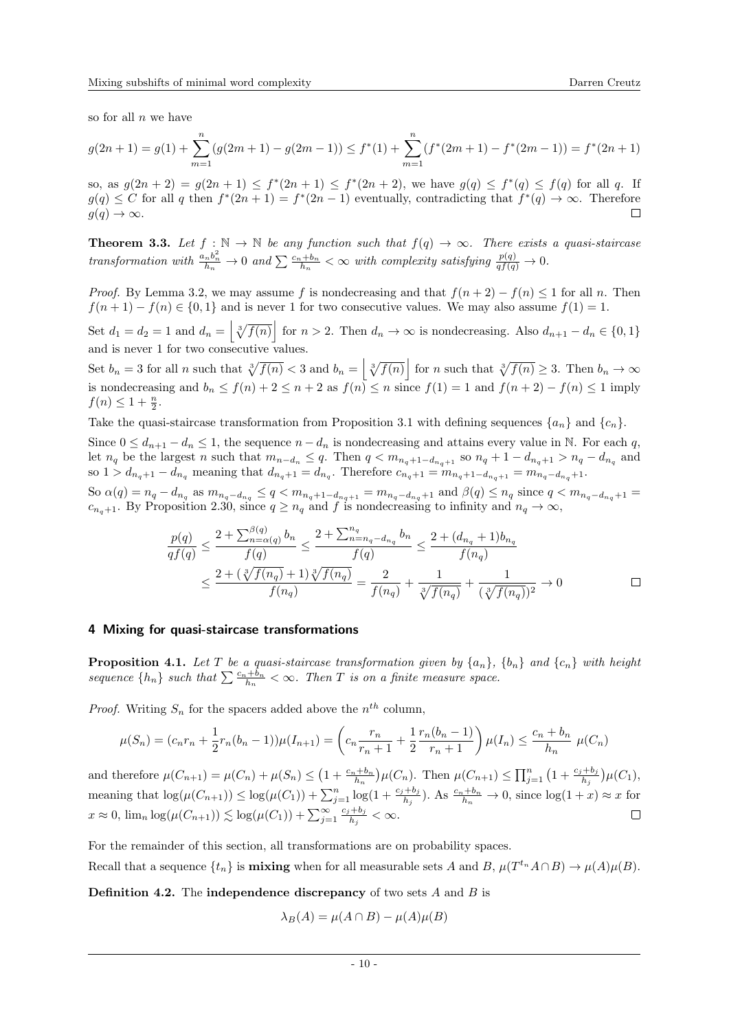so for all $n$ we have

$$g(2n+1) = g(1) + \sum_{m=1}^{n} (g(2m+1) - g(2m-1)) \leq f^*(1) + \sum_{m=1}^{n} (f^*(2m+1) - f^*(2m-1)) = f^*(2n+1)$$

so, as $g(2n+2) = g(2n+1) \leq f^*(2n+1) \leq f^*(2n+2)$, we have $g(q) \leq f^*(q) \leq f(q)$ for all $q$. If $g(q) \leq C$ for all $q$ then $f^*(2n+1) = f^*(2n-1)$ eventually, contradicting that $f^*(q) \to \infty$. Therefore $g(q) \to \infty$. $\square$

**Theorem 3.3.** *Let $f : \mathbb{N} \to \mathbb{N}$ be any function such that $f(q) \to \infty$. There exists a quasi-staircase transformation with $\frac{a_n b_n^2}{h_n} \to 0$ and $\sum \frac{c_n + b_n}{h_n} < \infty$ with complexity satisfying $\frac{p(q)}{qf(q)} \to 0$.*

*Proof.* By Lemma 3.2, we may assume $f$ is nondecreasing and that $f(n+2) - f(n) \leq 1$ for all $n$. Then $f(n+1) - f(n) \in \{0, 1\}$ and is never 1 for two consecutive values. We may also assume $f(1) = 1$.

Set $d_1 = d_2 = 1$ and $d_n = \left\lfloor \sqrt[3]{f(n)} \right\rfloor$ for $n > 2$. Then $d_n \to \infty$ is nondecreasing. Also $d_{n+1} - d_n \in \{0, 1\}$ and is never 1 for two consecutive values.

Set $b_n = 3$ for all $n$ such that $\sqrt[3]{f(n)} < 3$ and $b_n = \left\lfloor \sqrt[3]{f(n)} \right\rfloor$ for $n$ such that $\sqrt[3]{f(n)} \geq 3$. Then $b_n \to \infty$ is nondecreasing and $b_n \leq f(n) + 2 \leq n + 2$ as $f(n) \leq n$ since $f(1) = 1$ and $f(n+2) - f(n) \leq 1$ imply $f(n) \leq 1 + \frac{n}{2}$.

Take the quasi-staircase transformation from Proposition 3.1 with defining sequences $\{a_n\}$ and $\{c_n\}$.

Since $0 \leq d_{n+1} - d_n \leq 1$, the sequence $n - d_n$ is nondecreasing and attains every value in $\mathbb{N}$. For each $q$, let $n_q$ be the largest $n$ such that $m_{n-d_n} \leq q$. Then $q < m_{n_q+1-d_{n_q+1}}$ so $n_q + 1 - d_{n_q+1} > n_q - d_{n_q}$ and so $1 > d_{n_q+1} - d_{n_q}$ meaning that $d_{n_q+1} = d_{n_q}$. Therefore $c_{n_q+1} = m_{n_q+1-d_{n_q+1}} = m_{n_q-d_{n_q}+1}$.

So $\alpha(q) = n_q - d_{n_q}$ as $m_{n_q-d_{n_q}} \leq q < m_{n_q+1-d_{n_q+1}} = m_{n_q-d_{n_q}+1}$ and $\beta(q) \leq n_q$ since $q < m_{n_q-d_{n_q}+1} = c_{n_q+1}$. By Proposition 2.30, since $q \geq n_q$ and $f$ is nondecreasing to infinity and $n_q \to \infty$,

$$\begin{aligned}
\frac{p(q)}{qf(q)} &\leq \frac{2 + \sum_{n=\alpha(q)}^{\beta(q)} b_n}{f(q)} \leq \frac{2 + \sum_{n=n_q-d_{n_q}}^{n_q} b_n}{f(q)} \leq \frac{2 + (d_{n_q}+1) b_{n_q}}{f(n_q)} \\
&\leq \frac{2 + (\sqrt[3]{f(n_q)} + 1)\sqrt[3]{f(n_q)}}{f(n_q)} = \frac{2}{f(n_q)} + \frac{1}{\sqrt[3]{f(n_q)}} + \frac{1}{(\sqrt[3]{f(n_q)})^2} \to 0
\end{aligned}$$

$\square$

## 4 Mixing for quasi-staircase transformations

**Proposition 4.1.** *Let $T$ be a quasi-staircase transformation given by $\{a_n\}$, $\{b_n\}$ and $\{c_n\}$ with height sequence $\{h_n\}$ such that $\sum \frac{c_n + b_n}{h_n} < \infty$. Then $T$ is on a finite measure space.*

*Proof.* Writing $S_n$ for the spacers added above the $n^{th}$ column,

$$\mu(S_n) = (c_n r_n + \frac{1}{2} r_n (b_n - 1))\mu(I_{n+1}) = \left( c_n \frac{r_n}{r_n + 1} + \frac{1}{2} \frac{r_n (b_n - 1)}{r_n + 1} \right) \mu(I_n) \leq \frac{c_n + b_n}{h_n} \mu(C_n)$$

and therefore $\mu(C_{n+1}) = \mu(C_n) + \mu(S_n) \leq \left(1 + \frac{c_n + b_n}{h_n}\right)\mu(C_n)$. Then $\mu(C_{n+1}) \leq \prod_{j=1}^{n} \left(1 + \frac{c_j + b_j}{h_j}\right)\mu(C_1)$, meaning that $\log(\mu(C_{n+1})) \leq \log(\mu(C_1)) + \sum_{j=1}^{n} \log(1 + \frac{c_j + b_j}{h_j})$. As $\frac{c_n + b_n}{h_n} \to 0$, since $\log(1+x) \approx x$ for $x \approx 0$, $\lim_n \log(\mu(C_{n+1})) \lesssim \log(\mu(C_1)) + \sum_{j=1}^{\infty} \frac{c_j + b_j}{h_j} < \infty$. $\square$

For the remainder of this section, all transformations are on probability spaces.

Recall that a sequence $\{t_n\}$ is **mixing** when for all measurable sets $A$ and $B$, $\mu(T^{t_n} A \cap B) \to \mu(A)\mu(B)$.

**Definition 4.2.** The **independence discrepancy** of two sets $A$ and $B$ is

$$\lambda_B(A) = \mu(A \cap B) - \mu(A)\mu(B)$$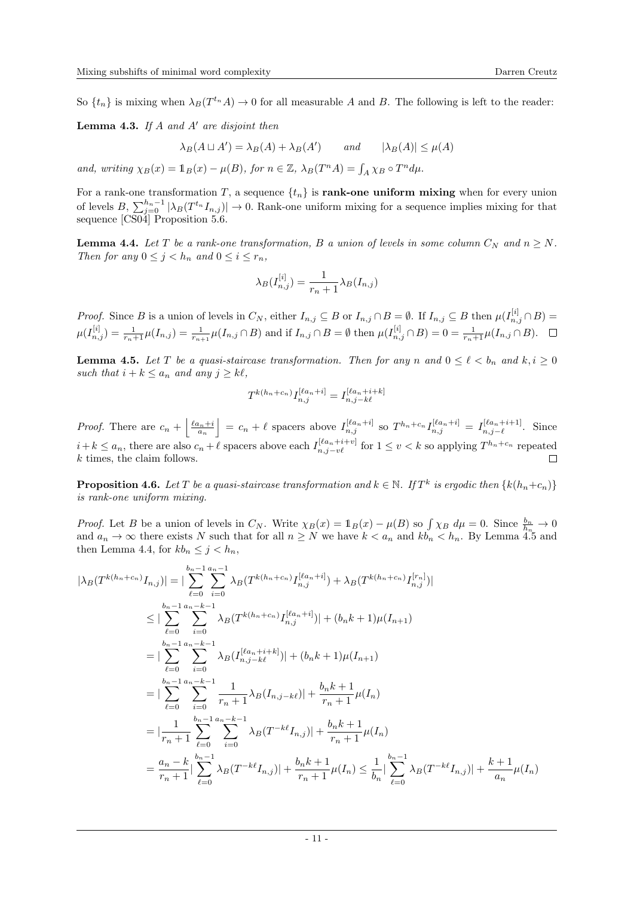So $\{t_n\}$ is mixing when $\lambda_B(T^{t_n}A) \to 0$ for all measurable $A$ and $B$. The following is left to the reader:

**Lemma 4.3.** *If $A$ and $A'$ are disjoint then*

$$\lambda_B(A \sqcup A') = \lambda_B(A) + \lambda_B(A') \qquad \text{and} \qquad |\lambda_B(A)| \leq \mu(A)$$

*and, writing $\chi_B(x) = \mathbb{1}_B(x) - \mu(B)$, for $n \in \mathbb{Z}$, $\lambda_B(T^n A) = \int_A \chi_B \circ T^n d\mu$.*

For a rank-one transformation $T$, a sequence $\{t_n\}$ is **rank-one uniform mixing** when for every union of levels $B$, $\sum_{j=0}^{h_n-1} |\lambda_B(T^{t_n} I_{n,j})| \to 0$. Rank-one uniform mixing for a sequence implies mixing for that sequence [CS04] Proposition 5.6.

**Lemma 4.4.** *Let $T$ be a rank-one transformation, $B$ a union of levels in some column $C_N$ and $n \geq N$. Then for any $0 \leq j < h_n$ and $0 \leq i \leq r_n$,*

$$\lambda_B(I_{n,j}^{[i]}) = \frac{1}{r_n+1}\lambda_B(I_{n,j})$$

*Proof.* Since $B$ is a union of levels in $C_N$, either $I_{n,j} \subseteq B$ or $I_{n,j} \cap B = \emptyset$. If $I_{n,j} \subseteq B$ then $\mu(I_{n,j}^{[i]} \cap B) = \mu(I_{n,j}^{[i]}) = \frac{1}{r_n+1}\mu(I_{n,j}) = \frac{1}{r_n+1}\mu(I_{n,j} \cap B)$ and if $I_{n,j} \cap B = \emptyset$ then $\mu(I_{n,j}^{[i]} \cap B) = 0 = \frac{1}{r_n+1}\mu(I_{n,j} \cap B)$. $\square$

**Lemma 4.5.** *Let $T$ be a quasi-staircase transformation. Then for any $n$ and $0 \leq \ell < b_n$ and $k, i \geq 0$ such that $i + k \leq a_n$ and any $j \geq k\ell$,*

$$T^{k(h_n+c_n)} I_{n,j}^{[\ell a_n + i]} = I_{n,j-k\ell}^{[\ell a_n + i + k]}$$

*Proof.* There are $c_n + \left\lfloor \frac{\ell a_n + i}{a_n} \right\rfloor = c_n + \ell$ spacers above $I_{n,j}^{[\ell a_n + i]}$ so $T^{h_n+c_n} I_{n,j}^{[\ell a_n+i]} = I_{n,j-\ell}^{[\ell a_n+i+1]}$. Since $i+k \leq a_n$, there are also $c_n + \ell$ spacers above each $I_{n,j-v\ell}^{[\ell a_n+i+v]}$ for $1 \leq v < k$ so applying $T^{h_n+c_n}$ repeated $k$ times, the claim follows. $\square$

**Proposition 4.6.** *Let $T$ be a quasi-staircase transformation and $k \in \mathbb{N}$. If $T^k$ is ergodic then $\{k(h_n+c_n)\}$ is rank-one uniform mixing.*

*Proof.* Let $B$ be a union of levels in $C_N$. Write $\chi_B(x) = \mathbb{1}_B(x) - \mu(B)$ so $\int \chi_B \, d\mu = 0$. Since $\frac{b_n}{h_n} \to 0$ and $a_n \to \infty$ there exists $N$ such that for all $n \geq N$ we have $k < a_n$ and $kb_n < h_n$. By Lemma 4.5 and then Lemma 4.4, for $kb_n \leq j < h_n$,

$$\begin{aligned}
|\lambda_B(T^{k(h_n+c_n)} I_{n,j})| &= |\sum_{\ell=0}^{b_n-1}\sum_{i=0}^{a_n-1} \lambda_B(T^{k(h_n+c_n)} I_{n,j}^{[\ell a_n+i]}) + \lambda_B(T^{k(h_n+c_n)} I_{n,j}^{[r_n]})| \\
&\leq |\sum_{\ell=0}^{b_n-1}\sum_{i=0}^{a_n-k-1} \lambda_B(T^{k(h_n+c_n)} I_{n,j}^{[\ell a_n+i]})| + (b_n k+1)\mu(I_{n+1}) \\
&= |\sum_{\ell=0}^{b_n-1}\sum_{i=0}^{a_n-k-1} \lambda_B(I_{n,j-k\ell}^{[\ell a_n+i+k]})| + (b_n k+1)\mu(I_{n+1}) \\
&= |\sum_{\ell=0}^{b_n-1}\sum_{i=0}^{a_n-k-1} \frac{1}{r_n+1}\lambda_B(I_{n,j-k\ell})| + \frac{b_n k+1}{r_n+1}\mu(I_n) \\
&= |\frac{1}{r_n+1}\sum_{\ell=0}^{b_n-1}\sum_{i=0}^{a_n-k-1} \lambda_B(T^{-k\ell} I_{n,j})| + \frac{b_n k+1}{r_n+1}\mu(I_n) \\
&= \frac{a_n-k}{r_n+1}|\sum_{\ell=0}^{b_n-1} \lambda_B(T^{-k\ell} I_{n,j})| + \frac{b_n k+1}{r_n+1}\mu(I_n) \leq \frac{1}{b_n}|\sum_{\ell=0}^{b_n-1} \lambda_B(T^{-k\ell} I_{n,j})| + \frac{k+1}{a_n}\mu(I_n)
\end{aligned}$$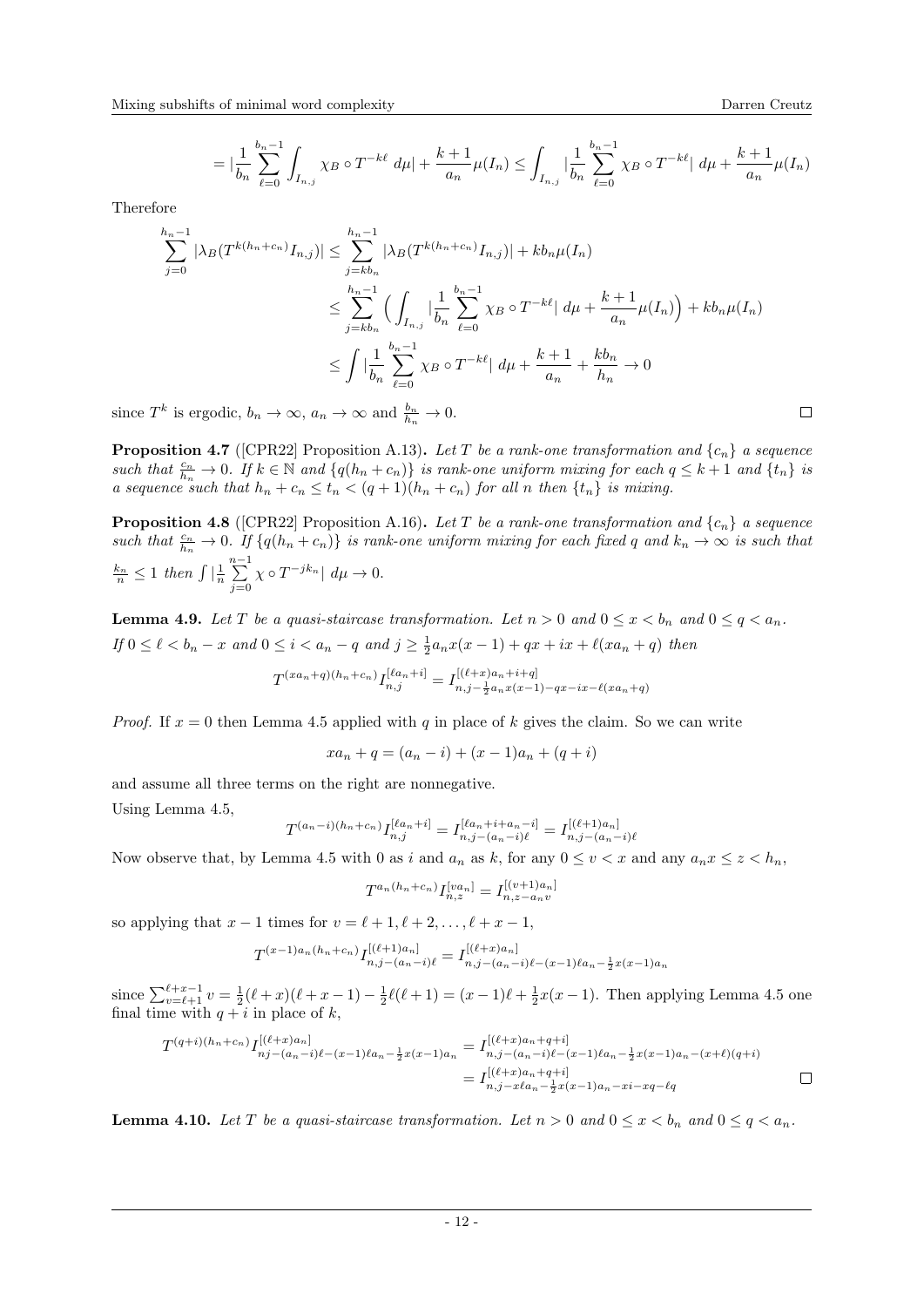$$= \Big|\frac{1}{b_n}\sum_{\ell=0}^{b_n-1}\int_{I_{n,j}} \chi_B \circ T^{-k\ell}\, d\mu\Big| + \frac{k+1}{a_n}\mu(I_n) \leq \int_{I_{n,j}} \Big|\frac{1}{b_n}\sum_{\ell=0}^{b_n-1} \chi_B \circ T^{-k\ell}\Big|\, d\mu + \frac{k+1}{a_n}\mu(I_n)$$

Therefore

$$\begin{aligned}
\sum_{j=0}^{h_n-1} |\lambda_B(T^{k(h_n+c_n)}I_{n,j})| &\leq \sum_{j=kb_n}^{h_n-1} |\lambda_B(T^{k(h_n+c_n)}I_{n,j})| + kb_n\mu(I_n) \\
&\leq \sum_{j=kb_n}^{h_n-1} \Big( \int_{I_{n,j}} \Big|\frac{1}{b_n}\sum_{\ell=0}^{b_n-1} \chi_B \circ T^{-k\ell}\Big|\, d\mu + \frac{k+1}{a_n}\mu(I_n)\Big) + kb_n\mu(I_n) \\
&\leq \int \Big|\frac{1}{b_n}\sum_{\ell=0}^{b_n-1} \chi_B \circ T^{-k\ell}\Big|\, d\mu + \frac{k+1}{a_n} + \frac{kb_n}{h_n} \to 0
\end{aligned}$$

since $T^k$ is ergodic, $b_n \to \infty$, $a_n \to \infty$ and $\frac{b_n}{h_n} \to 0$. $\square$

**Proposition 4.7** ([CPR22] Proposition A.13)**.** *Let $T$ be a rank-one transformation and $\{c_n\}$ a sequence such that $\frac{c_n}{h_n} \to 0$. If $k \in \mathbb{N}$ and $\{q(h_n+c_n)\}$ is rank-one uniform mixing for each $q \leq k+1$ and $\{t_n\}$ is a sequence such that $h_n + c_n \leq t_n < (q+1)(h_n+c_n)$ for all $n$ then $\{t_n\}$ is mixing.*

**Proposition 4.8** ([CPR22] Proposition A.16)**.** *Let $T$ be a rank-one transformation and $\{c_n\}$ a sequence such that $\frac{c_n}{h_n} \to 0$. If $\{q(h_n+c_n)\}$ is rank-one uniform mixing for each fixed $q$ and $k_n \to \infty$ is such that $\frac{k_n}{n} \leq 1$ then $\int \big|\frac{1}{n}\sum_{j=0}^{n-1} \chi \circ T^{-jk_n}\big|\, d\mu \to 0$.*

**Lemma 4.9.** *Let $T$ be a quasi-staircase transformation. Let $n > 0$ and $0 \leq x < b_n$ and $0 \leq q < a_n$. If $0 \leq \ell < b_n - x$ and $0 \leq i < a_n - q$ and $j \geq \frac{1}{2}a_n x(x-1) + qx + ix + \ell(xa_n + q)$ then*

$$T^{(xa_n+q)(h_n+c_n)} I_{n,j}^{[\ell a_n + i]} = I_{n,j-\frac{1}{2}a_n x(x-1)-qx-ix-\ell(xa_n+q)}^{[(\ell+x)a_n+i+q]}$$

*Proof.* If $x = 0$ then Lemma 4.5 applied with $q$ in place of $k$ gives the claim. So we can write

$$xa_n + q = (a_n - i) + (x-1)a_n + (q+i)$$

and assume all three terms on the right are nonnegative.

Using Lemma 4.5,

$$T^{(a_n-i)(h_n+c_n)} I_{n,j}^{[\ell a_n+i]} = I_{n,j-(a_n-i)\ell}^{[\ell a_n+i+a_n-i]} = I_{n,j-(a_n-i)\ell}^{[(\ell+1)a_n]}$$

Now observe that, by Lemma 4.5 with 0 as $i$ and $a_n$ as $k$, for any $0 \leq v < x$ and any $a_n x \leq z < h_n$,

$$T^{a_n(h_n+c_n)} I_{n,z}^{[va_n]} = I_{n,z-a_n v}^{[(v+1)a_n]}$$

so applying that $x-1$ times for $v = \ell+1, \ell+2, \ldots, \ell+x-1$,

$$T^{(x-1)a_n(h_n+c_n)} I_{n,j-(a_n-i)\ell}^{[(\ell+1)a_n]} = I_{n,j-(a_n-i)\ell-(x-1)\ell a_n-\frac{1}{2}x(x-1)a_n}^{[(\ell+x)a_n]}$$

since $\sum_{v=\ell+1}^{\ell+x-1} v = \frac{1}{2}(\ell+x)(\ell+x-1) - \frac{1}{2}\ell(\ell+1) = (x-1)\ell + \frac{1}{2}x(x-1)$. Then applying Lemma 4.5 one final time with $q+i$ in place of $k$,

$$\begin{aligned}
T^{(q+i)(h_n+c_n)} I_{nj-(a_n-i)\ell-(x-1)\ell a_n-\frac{1}{2}x(x-1)a_n}^{[(\ell+x)a_n]} &= I_{n,j-(a_n-i)\ell-(x-1)\ell a_n-\frac{1}{2}x(x-1)a_n-(x+\ell)(q+i)}^{[(\ell+x)a_n+q+i]} \\
&= I_{n,j-x\ell a_n-\frac{1}{2}x(x-1)a_n-xi-xq-\ell q}^{[(\ell+x)a_n+q+i]}
\end{aligned}$$

$\square$

**Lemma 4.10.** *Let $T$ be a quasi-staircase transformation. Let $n > 0$ and $0 \leq x < b_n$ and $0 \leq q < a_n$.*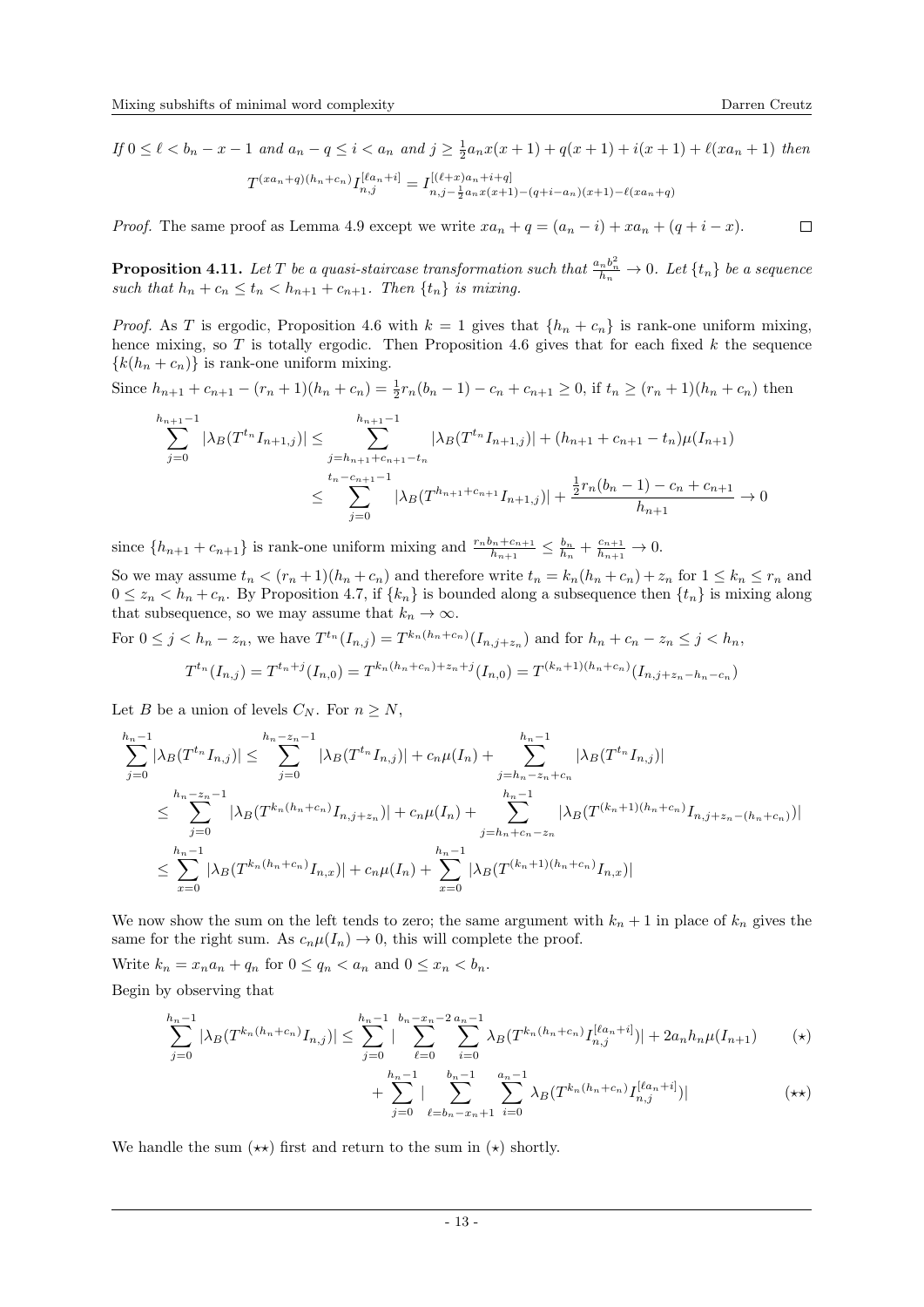*If $0 \leq \ell < b_n - x - 1$ and $a_n - q \leq i < a_n$ and $j \geq \frac{1}{2}a_n x(x+1) + q(x+1) + i(x+1) + \ell(xa_n+1)$ then*

$$T^{(xa_n+q)(h_n+c_n)} I_{n,j}^{[\ell a_n+i]} = I_{n,j-\frac{1}{2}a_n x(x+1)-(q+i-a_n)(x+1)-\ell(xa_n+q)}^{[(\ell+x)a_n+i+q]}$$

*Proof.* The same proof as Lemma 4.9 except we write $xa_n + q = (a_n - i) + xa_n + (q + i - x)$. $\square$

**Proposition 4.11.** *Let $T$ be a quasi-staircase transformation such that $\frac{a_n b_n^2}{h_n} \to 0$. Let $\{t_n\}$ be a sequence such that $h_n + c_n \leq t_n < h_{n+1} + c_{n+1}$. Then $\{t_n\}$ is mixing.*

*Proof.* As $T$ is ergodic, Proposition 4.6 with $k = 1$ gives that $\{h_n + c_n\}$ is rank-one uniform mixing, hence mixing, so $T$ is totally ergodic. Then Proposition 4.6 gives that for each fixed $k$ the sequence $\{k(h_n + c_n)\}$ is rank-one uniform mixing.

Since $h_{n+1} + c_{n+1} - (r_n+1)(h_n + c_n) = \frac{1}{2}r_n(b_n - 1) - c_n + c_{n+1} \geq 0$, if $t_n \geq (r_n+1)(h_n+c_n)$ then

$$\begin{aligned}
\sum_{j=0}^{h_{n+1}-1} |\lambda_B(T^{t_n} I_{n+1,j})| &\leq \sum_{j=h_{n+1}+c_{n+1}-t_n}^{h_{n+1}-1} |\lambda_B(T^{t_n} I_{n+1,j})| + (h_{n+1} + c_{n+1} - t_n)\mu(I_{n+1}) \\
&\leq \sum_{j=0}^{t_n - c_{n+1}-1} |\lambda_B(T^{h_{n+1}+c_{n+1}} I_{n+1,j})| + \frac{\frac{1}{2}r_n(b_n-1) - c_n + c_{n+1}}{h_{n+1}} \to 0
\end{aligned}$$

since $\{h_{n+1} + c_{n+1}\}$ is rank-one uniform mixing and $\frac{r_n b_n + c_{n+1}}{h_{n+1}} \leq \frac{b_n}{h_n} + \frac{c_{n+1}}{h_{n+1}} \to 0$.

So we may assume $t_n < (r_n+1)(h_n+c_n)$ and therefore write $t_n = k_n(h_n+c_n) + z_n$ for $1 \leq k_n \leq r_n$ and $0 \leq z_n < h_n + c_n$. By Proposition 4.7, if $\{k_n\}$ is bounded along a subsequence then $\{t_n\}$ is mixing along that subsequence, so we may assume that $k_n \to \infty$.

For $0 \leq j < h_n - z_n$, we have $T^{t_n}(I_{n,j}) = T^{k_n(h_n+c_n)}(I_{n,j+z_n})$ and for $h_n + c_n - z_n \leq j < h_n$,

$$T^{t_n}(I_{n,j}) = T^{t_n+j}(I_{n,0}) = T^{k_n(h_n+c_n)+z_n+j}(I_{n,0}) = T^{(k_n+1)(h_n+c_n)}(I_{n,j+z_n-h_n-c_n})$$

Let $B$ be a union of levels $C_N$. For $n \geq N$,

$$\begin{aligned}
\sum_{j=0}^{h_n-1} |\lambda_B(T^{t_n} I_{n,j})| &\leq \sum_{j=0}^{h_n-z_n-1} |\lambda_B(T^{t_n} I_{n,j})| + c_n\mu(I_n) + \sum_{j=h_n-z_n+c_n}^{h_n-1} |\lambda_B(T^{t_n} I_{n,j})| \\
&\leq \sum_{j=0}^{h_n-z_n-1} |\lambda_B(T^{k_n(h_n+c_n)} I_{n,j+z_n})| + c_n\mu(I_n) + \sum_{j=h_n+c_n-z_n}^{h_n-1} |\lambda_B(T^{(k_n+1)(h_n+c_n)} I_{n,j+z_n-(h_n+c_n)})| \\
&\leq \sum_{x=0}^{h_n-1} |\lambda_B(T^{k_n(h_n+c_n)} I_{n,x})| + c_n\mu(I_n) + \sum_{x=0}^{h_n-1} |\lambda_B(T^{(k_n+1)(h_n+c_n)} I_{n,x})|
\end{aligned}$$

We now show the sum on the left tends to zero; the same argument with $k_n + 1$ in place of $k_n$ gives the same for the right sum. As $c_n\mu(I_n) \to 0$, this will complete the proof.

Write $k_n = x_n a_n + q_n$ for $0 \leq q_n < a_n$ and $0 \leq x_n < b_n$.

Begin by observing that

$$\sum_{j=0}^{h_n-1} |\lambda_B(T^{k_n(h_n+c_n)} I_{n,j})| \leq \sum_{j=0}^{h_n-1} \Big| \sum_{\ell=0}^{b_n-x_n-2} \sum_{i=0}^{a_n-1} \lambda_B(T^{k_n(h_n+c_n)} I_{n,j}^{[\ell a_n+i]}) \Big| + 2a_n h_n \mu(I_{n+1}) \qquad (\star)$$

$$+ \sum_{j=0}^{h_n-1} \Big| \sum_{\ell=b_n-x_n+1}^{b_n-1} \sum_{i=0}^{a_n-1} \lambda_B(T^{k_n(h_n+c_n)} I_{n,j}^{[\ell a_n+i]}) \Big| \qquad (\star\star)$$

We handle the sum $(\star\star)$ first and return to the sum in $(\star)$ shortly.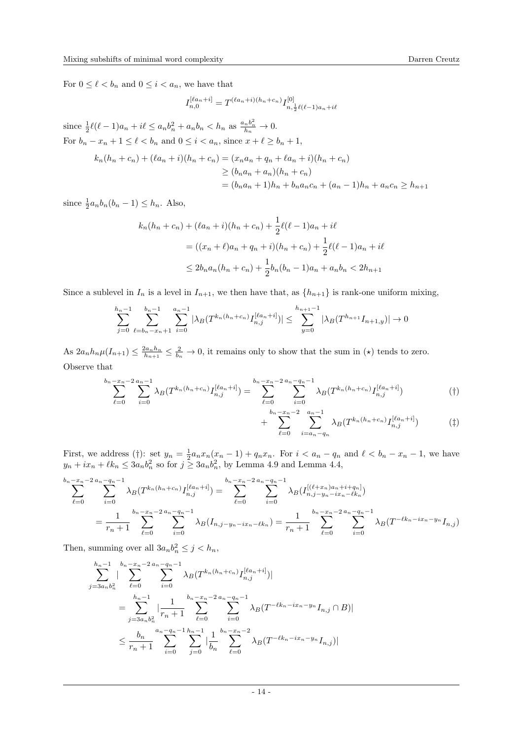For $0 \le \ell < b_n$ and $0 \le i < a_n$, we have that

$$I_{n,0}^{[\ell a_n + i]} = T^{(\ell a_n + i)(h_n + c_n)} I^{[0]}_{n, \frac{1}{2}\ell(\ell-1)a_n + i\ell}$$

since $\frac{1}{2}\ell(\ell-1)a_n + i\ell \le a_n b_n^2 + a_n b_n < h_n$ as $\frac{a_n b_n^2}{h_n} \to 0$.

For $b_n - x_n + 1 \le \ell < b_n$ and $0 \le i < a_n$, since $x + \ell \ge b_n + 1$,

$$\begin{aligned}
k_n(h_n + c_n) + (\ell a_n + i)(h_n + c_n) &= (x_n a_n + q_n + \ell a_n + i)(h_n + c_n) \\
&\ge (b_n a_n + a_n)(h_n + c_n) \\
&= (b_n a_n + 1)h_n + b_n a_n c_n + (a_n - 1)h_n + a_n c_n \ge h_{n+1}
\end{aligned}$$

since $\frac{1}{2} a_n b_n (b_n - 1) \le h_n$. Also,

$$\begin{aligned}
k_n(h_n + c_n) &+ (\ell a_n + i)(h_n + c_n) + \frac{1}{2}\ell(\ell-1)a_n + i\ell \\
&= ((x_n + \ell)a_n + q_n + i)(h_n + c_n) + \frac{1}{2}\ell(\ell-1)a_n + i\ell \\
&\le 2b_n a_n (h_n + c_n) + \frac{1}{2} b_n(b_n - 1)a_n + a_n b_n < 2h_{n+1}
\end{aligned}$$

Since a sublevel in $I_n$ is a level in $I_{n+1}$, we then have that, as $\{h_{n+1}\}$ is rank-one uniform mixing,

$$\sum_{j=0}^{h_n - 1} \sum_{\ell = b_n - x_n + 1}^{b_n - 1} \sum_{i=0}^{a_n - 1} |\lambda_B(T^{k_n(h_n + c_n)} I_{n,j}^{[\ell a_n + i]})| \le \sum_{y=0}^{h_{n+1}-1} |\lambda_B(T^{h_{n+1}} I_{n+1,y})| \to 0$$

As $2a_n h_n \mu(I_{n+1}) \le \frac{2a_n h_n}{h_{n+1}} \le \frac{2}{b_n} \to 0$, it remains only to show that the sum in $(\star)$ tends to zero.

Observe that

$$\sum_{\ell=0}^{b_n - x_n - 2} \sum_{i=0}^{a_n - 1} \lambda_B(T^{k_n(h_n + c_n)} I_{n,j}^{[\ell a_n + i]}) = \sum_{\ell=0}^{b_n - x_n - 2} \sum_{i=0}^{a_n - q_n - 1} \lambda_B(T^{k_n(h_n + c_n)} I_{n,j}^{[\ell a_n + i]}) \tag{†}$$

$$+ \sum_{\ell=0}^{b_n - x_n - 2} \sum_{i=a_n - q_n}^{a_n - 1} \lambda_B(T^{k_n(h_n + c_n)} I_{n,j}^{[\ell a_n + i]}) \tag{‡}$$

First, we address (†): set $y_n = \frac{1}{2} a_n x_n (x_n - 1) + q_n x_n$. For $i < a_n - q_n$ and $\ell < b_n - x_n - 1$, we have $y_n + i x_n + \ell k_n \le 3 a_n b_n^2$ so for $j \ge 3 a_n b_n^2$, by Lemma 4.9 and Lemma 4.4,

$$\begin{aligned}
\sum_{\ell=0}^{b_n - x_n - 2} \sum_{i=0}^{a_n - q_n - 1} \lambda_B(T^{k_n(h_n + c_n)} I_{n,j}^{[\ell a_n + i]}) &= \sum_{\ell=0}^{b_n - x_n - 2} \sum_{i=0}^{a_n - q_n - 1} \lambda_B(I^{[(\ell + x_n)a_n + i + q_n]}_{n, j - y_n - i x_n - \ell k_n}) \\
= \frac{1}{r_n + 1} \sum_{\ell=0}^{b_n - x_n - 2} \sum_{i=0}^{a_n - q_n - 1} \lambda_B(I_{n, j - y_n - i x_n - \ell k_n}) &= \frac{1}{r_n + 1} \sum_{\ell=0}^{b_n - x_n - 2} \sum_{i=0}^{a_n - q_n - 1} \lambda_B(T^{-\ell k_n - i x_n - y_n} I_{n,j})
\end{aligned}$$

Then, summing over all $3 a_n b_n^2 \le j < h_n$,

$$\begin{aligned}
\sum_{j = 3 a_n b_n^2}^{h_n - 1} &\left| \sum_{\ell=0}^{b_n - x_n - 2} \sum_{i=0}^{a_n - q_n - 1} \lambda_B(T^{k_n(h_n + c_n)} I_{n,j}^{[\ell a_n + i]}) \right| \\
&= \sum_{j = 3 a_n b_n^2}^{h_n - 1} \left| \frac{1}{r_n + 1} \sum_{\ell=0}^{b_n - x_n - 2} \sum_{i=0}^{a_n - q_n - 1} \lambda_B(T^{-\ell k_n - i x_n - y_n} I_{n,j} \cap B) \right| \\
&\le \frac{b_n}{r_n + 1} \sum_{i=0}^{a_n - q_n - 1} \sum_{j=0}^{h_n - 1} \left| \frac{1}{b_n} \sum_{\ell=0}^{b_n - x_n - 2} \lambda_B(T^{-\ell k_n - i x_n - y_n} I_{n,j}) \right|
\end{aligned}$$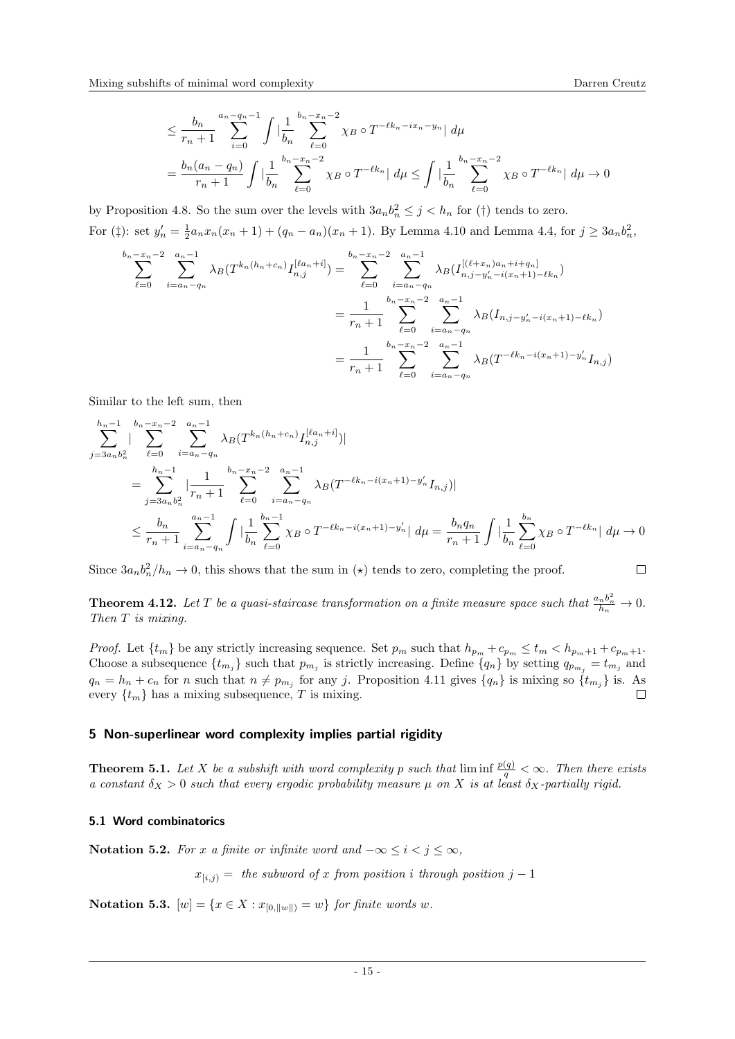$$\leq \frac{b_n}{r_n+1}\sum_{i=0}^{a_n-q_n-1}\int|\frac{1}{b_n}\sum_{\ell=0}^{b_n-x_n-2}\chi_B\circ T^{-\ell k_n-ix_n-y_n}|\,d\mu$$
$$=\frac{b_n(a_n-q_n)}{r_n+1}\int|\frac{1}{b_n}\sum_{\ell=0}^{b_n-x_n-2}\chi_B\circ T^{-\ell k_n}|\,d\mu\leq\int|\frac{1}{b_n}\sum_{\ell=0}^{b_n-x_n-2}\chi_B\circ T^{-\ell k_n}|\,d\mu\to 0$$

by Proposition 4.8. So the sum over the levels with $3a_nb_n^2 \leq j < h_n$ for (†) tends to zero.

For (‡): set $y_n' = \frac{1}{2}a_nx_n(x_n+1)+(q_n-a_n)(x_n+1)$. By Lemma 4.10 and Lemma 4.4, for $j \geq 3a_nb_n^2$,

$$\sum_{\ell=0}^{b_n-x_n-2}\sum_{i=a_n-q_n}^{a_n-1}\lambda_B(T^{k_n(h_n+c_n)}I_{n,j}^{[\ell a_n+i]}) = \sum_{\ell=0}^{b_n-x_n-2}\sum_{i=a_n-q_n}^{a_n-1}\lambda_B(I_{n,j-y_n'-i(x_n+1)-\ell k_n}^{[(\ell+x_n)a_n+i+q_n]})$$
$$=\frac{1}{r_n+1}\sum_{\ell=0}^{b_n-x_n-2}\sum_{i=a_n-q_n}^{a_n-1}\lambda_B(I_{n,j-y_n'-i(x_n+1)-\ell k_n})$$
$$=\frac{1}{r_n+1}\sum_{\ell=0}^{b_n-x_n-2}\sum_{i=a_n-q_n}^{a_n-1}\lambda_B(T^{-\ell k_n-i(x_n+1)-y_n'}I_{n,j})$$

Similar to the left sum, then

$$\sum_{j=3a_nb_n^2}^{h_n-1}|\sum_{\ell=0}^{b_n-x_n-2}\sum_{i=a_n-q_n}^{a_n-1}\lambda_B(T^{k_n(h_n+c_n)}I_{n,j}^{[\ell a_n+i]})|$$
$$=\sum_{j=3a_nb_n^2}^{h_n-1}|\frac{1}{r_n+1}\sum_{\ell=0}^{b_n-x_n-2}\sum_{i=a_n-q_n}^{a_n-1}\lambda_B(T^{-\ell k_n-i(x_n+1)-y_n'}I_{n,j})|$$
$$\leq\frac{b_n}{r_n+1}\sum_{i=a_n-q_n}^{a_n-1}\int|\frac{1}{b_n}\sum_{\ell=0}^{b_n-1}\chi_B\circ T^{-\ell k_n-i(x_n+1)-y_n'}|\,d\mu=\frac{b_nq_n}{r_n+1}\int|\frac{1}{b_n}\sum_{\ell=0}^{b_n}\chi_B\circ T^{-\ell k_n}|\,d\mu\to 0$$

Since $3a_nb_n^2/h_n \to 0$, this shows that the sum in (⋆) tends to zero, completing the proof. ∎

**Theorem 4.12.** *Let $T$ be a quasi-staircase transformation on a finite measure space such that $\frac{a_nb_n^2}{h_n}\to 0$. Then $T$ is mixing.*

*Proof.* Let $\{t_m\}$ be any strictly increasing sequence. Set $p_m$ such that $h_{p_m}+c_{p_m}\leq t_m < h_{p_m+1}+c_{p_m+1}$. Choose a subsequence $\{t_{m_j}\}$ such that $p_{m_j}$ is strictly increasing. Define $\{q_n\}$ by setting $q_{p_{m_j}} = t_{m_j}$ and $q_n = h_n + c_n$ for $n$ such that $n \neq p_{m_j}$ for any $j$. Proposition 4.11 gives $\{q_n\}$ is mixing so $\{t_{m_j}\}$ is. As every $\{t_m\}$ has a mixing subsequence, $T$ is mixing. ∎

## 5 Non-superlinear word complexity implies partial rigidity

**Theorem 5.1.** *Let $X$ be a subshift with word complexity $p$ such that $\liminf\frac{p(q)}{q}<\infty$. Then there exists a constant $\delta_X > 0$ such that every ergodic probability measure $\mu$ on $X$ is at least $\delta_X$-partially rigid.*

### 5.1 Word combinatorics

**Notation 5.2.** *For $x$ a finite or infinite word and $-\infty \leq i < j \leq \infty$,*

$$x_{[i,j)} = \text{ the subword of } x \text{ from position } i \text{ through position } j-1$$

**Notation 5.3.** $[w] = \{x\in X : x_{[0,\|w\|)} = w\}$ *for finite words $w$.*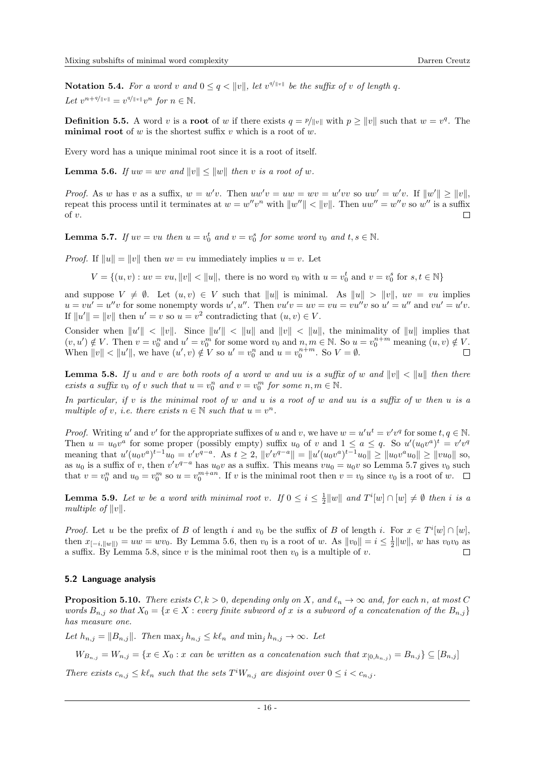**Notation 5.4.** *For a word $v$ and $0 \leq q < \|v\|$, let $v^{q/\|v\|}$ be the suffix of $v$ of length $q$.*
*Let $v^{n+q/\|v\|} = v^{q/\|v\|}v^n$ for $n \in \mathbb{N}$.*

**Definition 5.5.** A word $v$ is a **root** of $w$ if there exists $q = p/\|v\|$ with $p \geq \|v\|$ such that $w = v^q$. The **minimal root** of $w$ is the shortest suffix $v$ which is a root of $w$.

Every word has a unique minimal root since it is a root of itself.

**Lemma 5.6.** *If $uw = wv$ and $\|v\| \leq \|w\|$ then $v$ is a root of $w$.*

*Proof.* As $w$ has $v$ as a suffix, $w = w'v$. Then $uw'v = uw = wv = w'vv$ so $uw' = w'v$. If $\|w'\| \geq \|v\|$, repeat this process until it terminates at $w = w''v^n$ with $\|w''\| < \|v\|$. Then $uw'' = w''v$ so $w''$ is a suffix of $v$. $\square$

**Lemma 5.7.** *If $uv = vu$ then $u = v_0^t$ and $v = v_0^s$ for some word $v_0$ and $t, s \in \mathbb{N}$.*

*Proof.* If $\|u\| = \|v\|$ then $uv = vu$ immediately implies $u = v$. Let

$$V = \{(u,v) : uv = vu, \|v\| < \|u\|, \text{ there is no word } v_0 \text{ with } u = v_0^t \text{ and } v = v_0^s \text{ for } s,t \in \mathbb{N}\}$$

and suppose $V \neq \emptyset$. Let $(u,v) \in V$ such that $\|u\|$ is minimal. As $\|u\| > \|v\|$, $uv = vu$ implies $u = vu' = u''v$ for some nonempty words $u', u''$. Then $vu'v = uv = vu = vu''v$ so $u' = u''$ and $vu' = u'v$. If $\|u'\| = \|v\|$ then $u' = v$ so $u = v^2$ contradicting that $(u,v) \in V$.

Consider when $\|u'\| < \|v\|$. Since $\|u'\| < \|u\|$ and $\|v\| < \|u\|$, the minimality of $\|u\|$ implies that $(v, u') \notin V$. Then $v = v_0^n$ and $u' = v_0^m$ for some word $v_0$ and $n, m \in \mathbb{N}$. So $u = v_0^{n+m}$ meaning $(u,v) \notin V$. When $\|v\| < \|u'\|$, we have $(u', v) \notin V$ so $u' = v_0^n$ and $u = v_0^{n+m}$. So $V = \emptyset$. $\square$

**Lemma 5.8.** *If $u$ and $v$ are both roots of a word $w$ and $uu$ is a suffix of $w$ and $\|v\| < \|u\|$ then there exists a suffix $v_0$ of $v$ such that $u = v_0^n$ and $v = v_0^m$ for some $n, m \in \mathbb{N}$.*

*In particular, if $v$ is the minimal root of $w$ and $u$ is a root of $w$ and $uu$ is a suffix of $w$ then $u$ is a multiple of $v$, i.e. there exists $n \in \mathbb{N}$ such that $u = v^n$.*

*Proof.* Writing $u'$ and $v'$ for the appropriate suffixes of $u$ and $v$, we have $w = u'u^t = v'v^q$ for some $t, q \in \mathbb{N}$. Then $u = u_0v^a$ for some proper (possibly empty) suffix $u_0$ of $v$ and $1 \leq a \leq q$. So $u'(u_0v^a)^t = v'v^q$ meaning that $u'(u_0v^a)^{t-1}u_0 = v'v^{q-a}$. As $t \geq 2$, $\|v'v^{q-a}\| = \|u'(u_0v^a)^{t-1}u_0\| \geq \|u_0v^au_0\| \geq \|vu_0\|$ so, as $u_0$ is a suffix of $v$, then $v'v^{q-a}$ has $u_0v$ as a suffix. This means $vu_0 = u_0v$ so Lemma 5.7 gives $v_0$ such that $v = v_0^n$ and $u_0 = v_0^m$ so $u = v_0^{m+an}$. If $v$ is the minimal root then $v = v_0$ since $v_0$ is a root of $w$. $\square$

**Lemma 5.9.** *Let $w$ be a word with minimal root $v$. If $0 \leq i \leq \frac{1}{2}\|w\|$ and $T^i[w] \cap [w] \neq \emptyset$ then $i$ is a multiple of $\|v\|$.*

*Proof.* Let $u$ be the prefix of $B$ of length $i$ and $v_0$ be the suffix of $B$ of length $i$. For $x \in T^i[w] \cap [w]$, then $x_{[-i,\|w\|)} = uw = wv_0$. By Lemma 5.6, then $v_0$ is a root of $w$. As $\|v_0\| = i \leq \frac{1}{2}\|w\|$, $w$ has $v_0v_0$ as a suffix. By Lemma 5.8, since $v$ is the minimal root then $v_0$ is a multiple of $v$. $\square$

### 5.2 Language analysis

**Proposition 5.10.** *There exists $C, k > 0$, depending only on $X$, and $\ell_n \to \infty$ and, for each $n$, at most $C$ words $B_{n,j}$ so that $X_0 = \{x \in X : \text{every finite subword of } x \text{ is a subword of a concatenation of the } B_{n,j}\}$ has measure one.*

*Let $h_{n,j} = \|B_{n,j}\|$. Then $\max_j h_{n,j} \leq k\ell_n$ and $\min_j h_{n,j} \to \infty$. Let*

$$W_{B_{n,j}} = W_{n,j} = \{x \in X_0 : x \text{ can be written as a concatenation such that } x_{[0,h_{n,j})} = B_{n,j}\} \subseteq [B_{n,j}]$$

*There exists $c_{n,j} \leq k\ell_n$ such that the sets $T^iW_{n,j}$ are disjoint over $0 \leq i < c_{n,j}$.*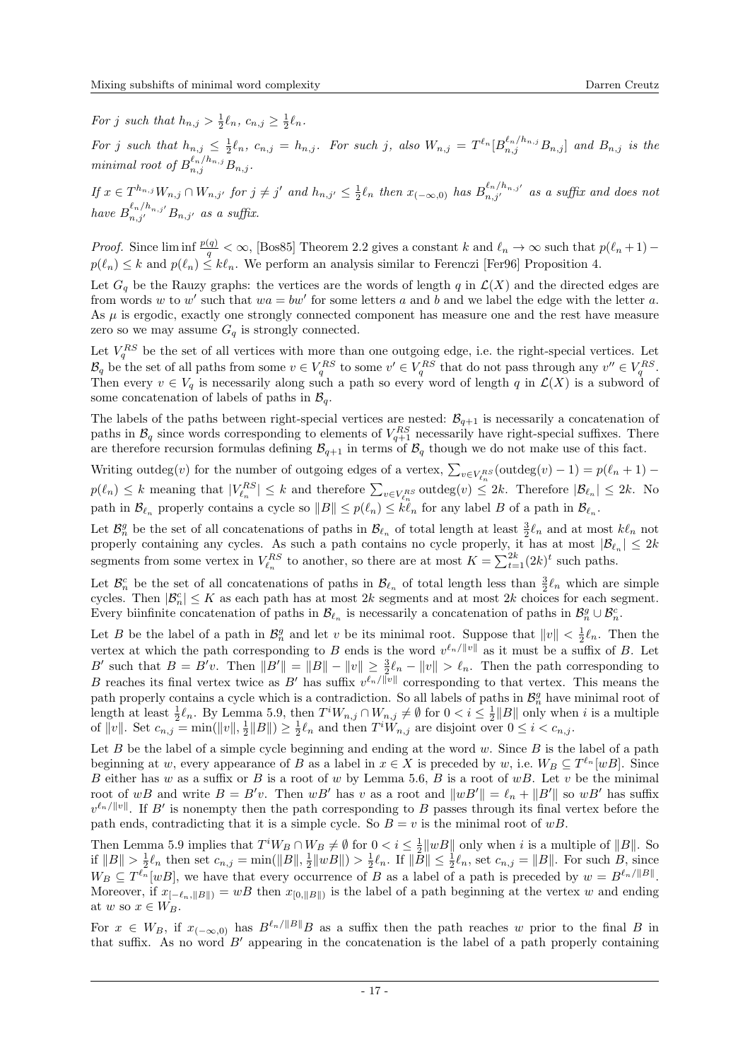*For $j$ such that $h_{n,j} > \frac{1}{2}\ell_n$, $c_{n,j} \geq \frac{1}{2}\ell_n$.*

*For $j$ such that $h_{n,j} \leq \frac{1}{2}\ell_n$, $c_{n,j} = h_{n,j}$. For such $j$, also $W_{n,j} = T^{\ell_n}[B_{n,j}^{\ell_n/h_{n,j}} B_{n,j}]$ and $B_{n,j}$ is the minimal root of $B_{n,j}^{\ell_n/h_{n,j}} B_{n,j}$.*

*If $x \in T^{h_{n,j}} W_{n,j} \cap W_{n,j'}$ for $j \neq j'$ and $h_{n,j'} \leq \frac{1}{2}\ell_n$ then $x_{(-\infty,0)}$ has $B_{n,j'}^{\ell_n/h_{n,j'}}$ as a suffix and does not have $B_{n,j'}^{\ell_n/h_{n,j'}} B_{n,j'}$ as a suffix.*

*Proof.* Since $\liminf \frac{p(q)}{q} < \infty$, [Bos85] Theorem 2.2 gives a constant $k$ and $\ell_n \to \infty$ such that $p(\ell_n + 1) - p(\ell_n) \leq k$ and $p(\ell_n) \leq k\ell_n$. We perform an analysis similar to Ferenczi [Fer96] Proposition 4.

Let $G_q$ be the Rauzy graphs: the vertices are the words of length $q$ in $\mathcal{L}(X)$ and the directed edges are from words $w$ to $w'$ such that $wa = bw'$ for some letters $a$ and $b$ and we label the edge with the letter $a$. As $\mu$ is ergodic, exactly one strongly connected component has measure one and the rest have measure zero so we may assume $G_q$ is strongly connected.

Let $V_q^{RS}$ be the set of all vertices with more than one outgoing edge, i.e. the right-special vertices. Let $\mathcal{B}_q$ be the set of all paths from some $v \in V_q^{RS}$ to some $v' \in V_q^{RS}$ that do not pass through any $v'' \in V_q^{RS}$. Then every $v \in V_q$ is necessarily along such a path so every word of length $q$ in $\mathcal{L}(X)$ is a subword of some concatenation of labels of paths in $\mathcal{B}_q$.

The labels of the paths between right-special vertices are nested: $\mathcal{B}_{q+1}$ is necessarily a concatenation of paths in $\mathcal{B}_q$ since words corresponding to elements of $V_{q+1}^{RS}$ necessarily have right-special suffixes. There are therefore recursion formulas defining $\mathcal{B}_{q+1}$ in terms of $\mathcal{B}_q$ though we do not make use of this fact.

Writing $\operatorname{outdeg}(v)$ for the number of outgoing edges of a vertex, $\sum_{v \in V_{\ell_n}^{RS}} (\operatorname{outdeg}(v) - 1) = p(\ell_n + 1) - p(\ell_n) \leq k$ meaning that $|V_{\ell_n}^{RS}| \leq k$ and therefore $\sum_{v \in V_{\ell_n}^{RS}} \operatorname{outdeg}(v) \leq 2k$. Therefore $|\mathcal{B}_{\ell_n}| \leq 2k$. No path in $\mathcal{B}_{\ell_n}$ properly contains a cycle so $\|B\| \leq p(\ell_n) \leq k\ell_n$ for any label $B$ of a path in $\mathcal{B}_{\ell_n}$.

Let $\mathcal{B}_n^g$ be the set of all concatenations of paths in $\mathcal{B}_{\ell_n}$ of total length at least $\frac{3}{2}\ell_n$ and at most $k\ell_n$ not properly containing any cycles. As such a path contains no cycle properly, it has at most $|\mathcal{B}_{\ell_n}| \leq 2k$ segments from some vertex in $V_{\ell_n}^{RS}$ to another, so there are at most $K = \sum_{t=1}^{2k} (2k)^t$ such paths.

Let $\mathcal{B}_n^c$ be the set of all concatenations of paths in $\mathcal{B}_{\ell_n}$ of total length less than $\frac{3}{2}\ell_n$ which are simple cycles. Then $|\mathcal{B}_n^c| \leq K$ as each path has at most $2k$ segments and at most $2k$ choices for each segment. Every biinfinite concatenation of paths in $\mathcal{B}_{\ell_n}$ is necessarily a concatenation of paths in $\mathcal{B}_n^g \cup \mathcal{B}_n^c$.

Let $B$ be the label of a path in $\mathcal{B}_n^g$ and let $v$ be its minimal root. Suppose that $\|v\| < \frac{1}{2}\ell_n$. Then the vertex at which the path corresponding to $B$ ends is the word $v^{\ell_n/\|v\|}$ as it must be a suffix of $B$. Let $B'$ such that $B = B'v$. Then $\|B'\| = \|B\| - \|v\| \geq \frac{3}{2}\ell_n - \|v\| > \ell_n$. Then the path corresponding to $B$ reaches its final vertex twice as $B'$ has suffix $v^{\ell_n/\|v\|}$ corresponding to that vertex. This means the path properly contains a cycle which is a contradiction. So all labels of paths in $\mathcal{B}_n^g$ have minimal root of length at least $\frac{1}{2}\ell_n$. By Lemma 5.9, then $T^i W_{n,j} \cap W_{n,j} \neq \emptyset$ for $0 < i \leq \frac{1}{2}\|B\|$ only when $i$ is a multiple of $\|v\|$. Set $c_{n,j} = \min(\|v\|, \frac{1}{2}\|B\|) \geq \frac{1}{2}\ell_n$ and then $T^i W_{n,j}$ are disjoint over $0 \leq i < c_{n,j}$.

Let $B$ be the label of a simple cycle beginning and ending at the word $w$. Since $B$ is the label of a path beginning at $w$, every appearance of $B$ as a label in $x \in X$ is preceded by $w$, i.e. $W_B \subseteq T^{\ell_n}[wB]$. Since $B$ either has $w$ as a suffix or $B$ is a root of $w$ by Lemma 5.6, $B$ is a root of $wB$. Let $v$ be the minimal root of $wB$ and write $B = B'v$. Then $wB'$ has $v$ as a root and $\|wB'\| = \ell_n + \|B'\|$ so $wB'$ has suffix $v^{\ell_n/\|v\|}$. If $B'$ is nonempty then the path corresponding to $B$ passes through its final vertex before the path ends, contradicting that it is a simple cycle. So $B = v$ is the minimal root of $wB$.

Then Lemma 5.9 implies that $T^i W_B \cap W_B \neq \emptyset$ for $0 < i \leq \frac{1}{2}\|wB\|$ only when $i$ is a multiple of $\|B\|$. So if $\|B\| > \frac{1}{2}\ell_n$ then set $c_{n,j} = \min(\|B\|, \frac{1}{2}\|wB\|) > \frac{1}{2}\ell_n$. If $\|B\| \leq \frac{1}{2}\ell_n$, set $c_{n,j} = \|B\|$. For such $B$, since $W_B \subseteq T^{\ell_n}[wB]$, we have that every occurrence of $B$ as a label of a path is preceded by $w = B^{\ell_n/\|B\|}$. Moreover, if $x_{[-\ell_n, \|B\|)} = wB$ then $x_{[0,\|B\|)}$ is the label of a path beginning at the vertex $w$ and ending at $w$ so $x \in W_B$.

For $x \in W_B$, if $x_{(-\infty,0)}$ has $B^{\ell_n/\|B\|}B$ as a suffix then the path reaches $w$ prior to the final $B$ in that suffix. As no word $B'$ appearing in the concatenation is the label of a path properly containing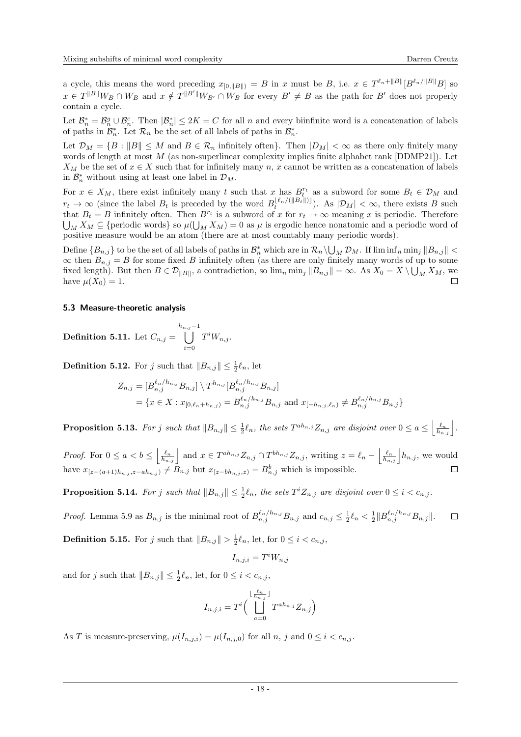a cycle, this means the word preceding $x_{[0,\|B\|)} = B$ in $x$ must be $B$, i.e. $x \in T^{\ell_n+\|B\|}[B^{\ell_n/\|B\|}B]$ so $x \in T^{\|B\|}W_B \cap W_B$ and $x \notin T^{\|B'\|}W_{B'} \cap W_B$ for every $B' \neq B$ as the path for $B'$ does not properly contain a cycle.

Let $\mathcal{B}_n^* = \mathcal{B}_n^g \cup \mathcal{B}_n^c$. Then $|\mathcal{B}_n^*| \leq 2K = C$ for all $n$ and every biinfinite word is a concatenation of labels of paths in $\mathcal{B}_n^*$. Let $\mathcal{R}_n$ be the set of all labels of paths in $\mathcal{B}_n^*$.

Let $\mathcal{D}_M = \{B : \|B\| \leq M \text{ and } B \in \mathcal{R}_n \text{ infinitely often}\}$. Then $|D_M| < \infty$ as there only finitely many words of length at most $M$ (as non-superlinear complexity implies finite alphabet rank [DDMP21]). Let $X_M$ be the set of $x \in X$ such that for infinitely many $n$, $x$ cannot be written as a concatenation of labels in $\mathcal{B}_n^*$ without using at least one label in $\mathcal{D}_M$.

For $x \in X_M$, there exist infinitely many $t$ such that $x$ has $B_t^{r_t}$ as a subword for some $B_t \in \mathcal{D}_M$ and $r_t \to \infty$ (since the label $B_t$ is preceded by the word $B_t^{\lfloor \ell_n/(\|B_t\|) \rfloor}$). As $|\mathcal{D}_M| < \infty$, there exists $B$ such that $B_t = B$ infinitely often. Then $B^{r_t}$ is a subword of $x$ for $r_t \to \infty$ meaning $x$ is periodic. Therefore $\bigcup_M X_M \subseteq \{\text{periodic words}\}$ so $\mu(\bigcup_M X_M) = 0$ as $\mu$ is ergodic hence nonatomic and a periodic word of positive measure would be an atom (there are at most countably many periodic words).

Define $\{B_{n,j}\}$ to be the set of all labels of paths in $\mathcal{B}_n^*$ which are in $\mathcal{R}_n \setminus \bigcup_M \mathcal{D}_M$. If $\liminf_n \min_j \|B_{n,j}\| < \infty$ then $B_{n,j} = B$ for some fixed $B$ infinitely often (as there are only finitely many words of up to some fixed length). But then $B \in \mathcal{D}_{\|B\|}$, a contradiction, so $\lim_n \min_j \|B_{n,j}\| = \infty$. As $X_0 = X \setminus \bigcup_M X_M$, we have $\mu(X_0) = 1$. $\square$

### 5.3 Measure-theoretic analysis

**Definition 5.11.** Let $C_{n,j} = \displaystyle\bigcup_{i=0}^{h_{n,j}-1} T^i W_{n,j}$.

**Definition 5.12.** For $j$ such that $\|B_{n,j}\| \leq \frac{1}{2}\ell_n$, let

$$
\begin{aligned}
Z_{n,j} &= [B_{n,j}^{\ell_n/h_{n,j}} B_{n,j}] \setminus T^{h_{n,j}}[B_{n,j}^{\ell_n/h_{n,j}} B_{n,j}] \\
&= \{x \in X : x_{[0,\ell_n+h_{n,j})} = B_{n,j}^{\ell_n/h_{n,j}} B_{n,j} \text{ and } x_{[-h_{n,j},\ell_n)} \neq B_{n,j}^{\ell_n/h_{n,j}} B_{n,j}\}
\end{aligned}
$$

**Proposition 5.13.** *For $j$ such that $\|B_{n,j}\| \leq \frac{1}{2}\ell_n$, the sets $T^{ah_{n,j}}Z_{n,j}$ are disjoint over $0 \leq a \leq \left\lfloor \frac{\ell_n}{h_{n,j}} \right\rfloor$.*

*Proof.* For $0 \leq a < b \leq \left\lfloor \frac{\ell_n}{h_{n,j}} \right\rfloor$ and $x \in T^{ah_{n,j}}Z_{n,j} \cap T^{bh_{n,j}}Z_{n,j}$, writing $z = \ell_n - \left\lfloor \frac{\ell_n}{h_{n,j}} \right\rfloor h_{n,j}$, we would have $x_{[z-(a+1)h_{n,j}, z-ah_{n,j})} \neq B_{n,j}$ but $x_{[z-bh_{n,j},z)} = B_{n,j}^b$ which is impossible. $\square$

**Proposition 5.14.** *For $j$ such that $\|B_{n,j}\| \leq \frac{1}{2}\ell_n$, the sets $T^i Z_{n,j}$ are disjoint over $0 \leq i < c_{n,j}$.*

*Proof.* Lemma 5.9 as $B_{n,j}$ is the minimal root of $B_{n,j}^{\ell_n/h_{n,j}} B_{n,j}$ and $c_{n,j} \leq \frac{1}{2}\ell_n < \frac{1}{2}\|B_{n,j}^{\ell_n/h_{n,j}} B_{n,j}\|$. $\square$

**Definition 5.15.** For $j$ such that $\|B_{n,j}\| > \frac{1}{2}\ell_n$, let, for $0 \leq i < c_{n,j}$,

$$
I_{n,j,i} = T^i W_{n,j}
$$

and for $j$ such that $\|B_{n,j}\| \leq \frac{1}{2}\ell_n$, let, for $0 \leq i < c_{n,j}$,

$$
I_{n,j,i} = T^i \Big( \bigsqcup_{a=0}^{\lfloor \frac{\ell_n}{h_{n,j}} \rfloor} T^{ah_{n,j}} Z_{n,j} \Big)
$$

As $T$ is measure-preserving, $\mu(I_{n,j,i}) = \mu(I_{n,j,0})$ for all $n$, $j$ and $0 \leq i < c_{n,j}$.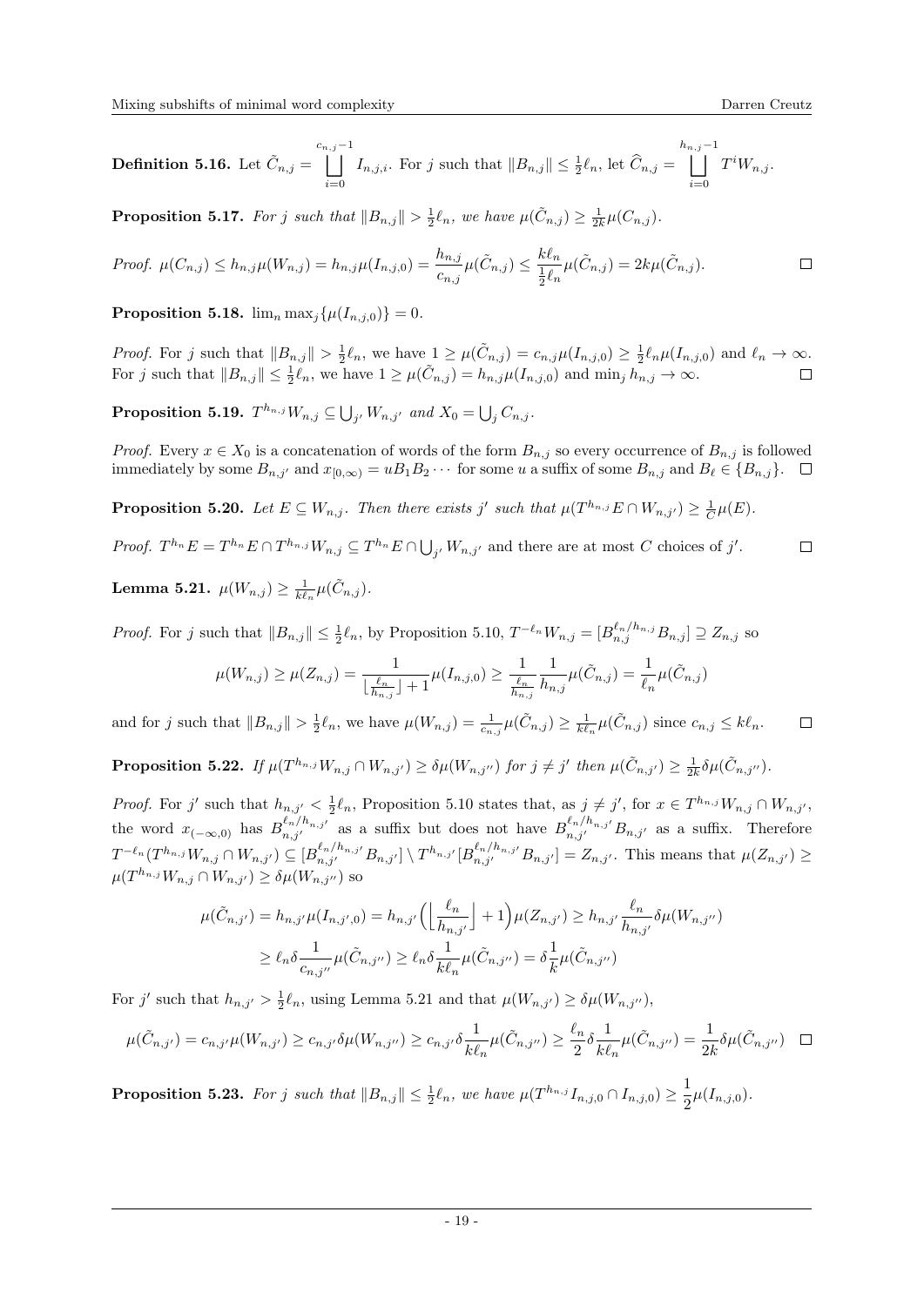**Definition 5.16.** Let $\tilde{C}_{n,j} = \bigsqcup_{i=0}^{c_{n,j}-1} I_{n,j,i}$. For $j$ such that $\|B_{n,j}\| \leq \frac{1}{2}\ell_n$, let $\widehat{C}_{n,j} = \bigsqcup_{i=0}^{h_{n,j}-1} T^i W_{n,j}$.

**Proposition 5.17.** *For $j$ such that $\|B_{n,j}\| > \frac{1}{2}\ell_n$, we have $\mu(\tilde{C}_{n,j}) \geq \frac{1}{2k}\mu(C_{n,j})$.*

*Proof.* $\mu(C_{n,j}) \leq h_{n,j}\mu(W_{n,j}) = h_{n,j}\mu(I_{n,j,0}) = \frac{h_{n,j}}{c_{n,j}}\mu(\tilde{C}_{n,j}) \leq \frac{k\ell_n}{\frac{1}{2}\ell_n}\mu(\tilde{C}_{n,j}) = 2k\mu(\tilde{C}_{n,j})$. ∎

**Proposition 5.18.** $\lim_n \max_j\{\mu(I_{n,j,0})\} = 0$.

*Proof.* For $j$ such that $\|B_{n,j}\| > \frac{1}{2}\ell_n$, we have $1 \geq \mu(\tilde{C}_{n,j}) = c_{n,j}\mu(I_{n,j,0}) \geq \frac{1}{2}\ell_n\mu(I_{n,j,0})$ and $\ell_n \to \infty$. For $j$ such that $\|B_{n,j}\| \leq \frac{1}{2}\ell_n$, we have $1 \geq \mu(\tilde{C}_{n,j}) = h_{n,j}\mu(I_{n,j,0})$ and $\min_j h_{n,j} \to \infty$. ∎

**Proposition 5.19.** *$T^{h_{n,j}}W_{n,j} \subseteq \bigcup_{j'} W_{n,j'}$ and $X_0 = \bigcup_j C_{n,j}$.*

*Proof.* Every $x \in X_0$ is a concatenation of words of the form $B_{n,j}$ so every occurrence of $B_{n,j}$ is followed immediately by some $B_{n,j'}$ and $x_{[0,\infty)} = uB_1B_2\cdots$ for some $u$ a suffix of some $B_{n,j}$ and $B_\ell \in \{B_{n,j}\}$. ∎

**Proposition 5.20.** *Let $E \subseteq W_{n,j}$. Then there exists $j'$ such that $\mu(T^{h_{n,j}}E \cap W_{n,j'}) \geq \frac{1}{C}\mu(E)$.*

*Proof.* $T^{h_n}E = T^{h_n}E \cap T^{h_{n,j}}W_{n,j} \subseteq T^{h_n}E \cap \bigcup_{j'} W_{n,j'}$ and there are at most $C$ choices of $j'$. ∎

**Lemma 5.21.** $\mu(W_{n,j}) \geq \frac{1}{k\ell_n}\mu(\tilde{C}_{n,j})$.

*Proof.* For $j$ such that $\|B_{n,j}\| \leq \frac{1}{2}\ell_n$, by Proposition 5.10, $T^{-\ell_n}W_{n,j} = [B_{n,j}^{\ell_n/h_{n,j}}B_{n,j}] \supseteq Z_{n,j}$ so

$$\mu(W_{n,j}) \geq \mu(Z_{n,j}) = \frac{1}{\lfloor\frac{\ell_n}{h_{n,j}}\rfloor + 1}\mu(I_{n,j,0}) \geq \frac{1}{\frac{\ell_n}{h_{n,j}}}\frac{1}{h_{n,j}}\mu(\tilde{C}_{n,j}) = \frac{1}{\ell_n}\mu(\tilde{C}_{n,j})$$

and for $j$ such that $\|B_{n,j}\| > \frac{1}{2}\ell_n$, we have $\mu(W_{n,j}) = \frac{1}{c_{n,j}}\mu(\tilde{C}_{n,j}) \geq \frac{1}{k\ell_n}\mu(\tilde{C}_{n,j})$ since $c_{n,j} \leq k\ell_n$. ∎

**Proposition 5.22.** *If $\mu(T^{h_{n,j}}W_{n,j} \cap W_{n,j'}) \geq \delta\mu(W_{n,j''})$ for $j \neq j'$ then $\mu(\tilde{C}_{n,j'}) \geq \frac{1}{2k}\delta\mu(\tilde{C}_{n,j''})$.*

*Proof.* For $j'$ such that $h_{n,j'} < \frac{1}{2}\ell_n$, Proposition 5.10 states that, as $j \neq j'$, for $x \in T^{h_{n,j}}W_{n,j} \cap W_{n,j'}$, the word $x_{(-\infty,0)}$ has $B_{n,j'}^{\ell_n/h_{n,j'}}$ as a suffix but does not have $B_{n,j'}^{\ell_n/h_{n,j'}}B_{n,j'}$ as a suffix. Therefore $T^{-\ell_n}(T^{h_{n,j}}W_{n,j} \cap W_{n,j'}) \subseteq [B_{n,j'}^{\ell_n/h_{n,j'}}B_{n,j'}] \setminus T^{h_{n,j'}}[B_{n,j'}^{\ell_n/h_{n,j'}}B_{n,j'}] = Z_{n,j'}$. This means that $\mu(Z_{n,j'}) \geq \mu(T^{h_{n,j}}W_{n,j} \cap W_{n,j'}) \geq \delta\mu(W_{n,j''})$ so

$$\mu(\tilde{C}_{n,j'}) = h_{n,j'}\mu(I_{n,j',0}) = h_{n,j'}\Big(\Big\lfloor\frac{\ell_n}{h_{n,j'}}\Big\rfloor + 1\Big)\mu(Z_{n,j'}) \geq h_{n,j'}\frac{\ell_n}{h_{n,j'}}\delta\mu(W_{n,j''})$$
$$\geq \ell_n\delta\frac{1}{c_{n,j''}}\mu(\tilde{C}_{n,j''}) \geq \ell_n\delta\frac{1}{k\ell_n}\mu(\tilde{C}_{n,j''}) = \delta\frac{1}{k}\mu(\tilde{C}_{n,j''})$$

For $j'$ such that $h_{n,j'} > \frac{1}{2}\ell_n$, using Lemma 5.21 and that $\mu(W_{n,j'}) \geq \delta\mu(W_{n,j''})$,

$$\mu(\tilde{C}_{n,j'}) = c_{n,j'}\mu(W_{n,j'}) \geq c_{n,j'}\delta\mu(W_{n,j''}) \geq c_{n,j'}\delta\frac{1}{k\ell_n}\mu(\tilde{C}_{n,j''}) \geq \frac{\ell_n}{2}\delta\frac{1}{k\ell_n}\mu(\tilde{C}_{n,j''}) = \frac{1}{2k}\delta\mu(\tilde{C}_{n,j''})$$ ∎

**Proposition 5.23.** *For $j$ such that $\|B_{n,j}\| \leq \frac{1}{2}\ell_n$, we have $\mu(T^{h_{n,j}}I_{n,j,0} \cap I_{n,j,0}) \geq \dfrac{1}{2}\mu(I_{n,j,0})$.*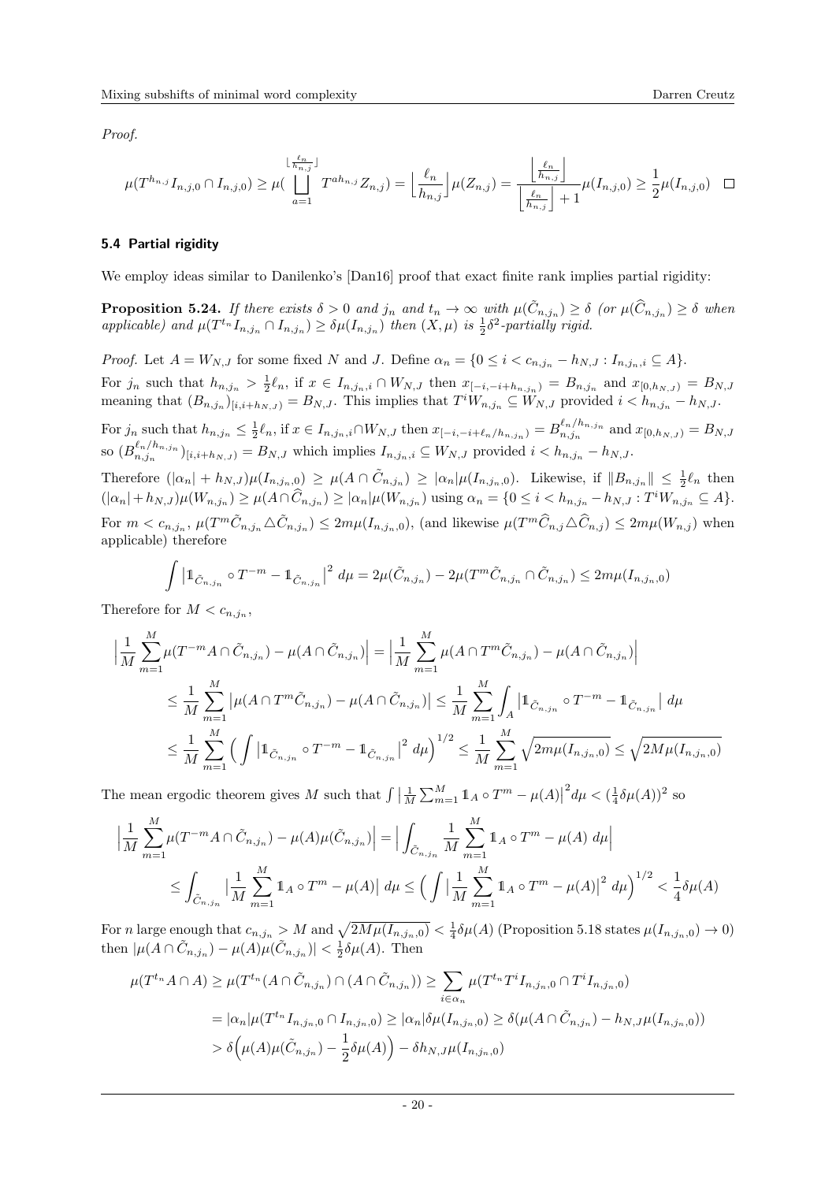*Proof.*

$$\mu(T^{h_{n,j}} I_{n,j,0} \cap I_{n,j,0}) \geq \mu\Big(\bigsqcup_{a=1}^{\lfloor \frac{\ell_n}{h_{n,j}} \rfloor} T^{a h_{n,j}} Z_{n,j}\Big) = \Big\lfloor \frac{\ell_n}{h_{n,j}} \Big\rfloor \mu(Z_{n,j}) = \frac{\Big\lfloor \frac{\ell_n}{h_{n,j}} \Big\rfloor}{\Big\lfloor \frac{\ell_n}{h_{n,j}} \Big\rfloor + 1} \mu(I_{n,j,0}) \geq \frac{1}{2}\mu(I_{n,j,0}) \quad \square$$

### 5.4 Partial rigidity

We employ ideas similar to Danilenko's [Dan16] proof that exact finite rank implies partial rigidity:

**Proposition 5.24.** *If there exists $\delta > 0$ and $j_n$ and $t_n \to \infty$ with $\mu(\tilde{C}_{n,j_n}) \geq \delta$ (or $\mu(\widehat{C}_{n,j_n}) \geq \delta$ when applicable) and $\mu(T^{t_n} I_{n,j_n} \cap I_{n,j_n}) \geq \delta\mu(I_{n,j_n})$ then $(X,\mu)$ is $\frac{1}{2}\delta^2$-partially rigid.*

*Proof.* Let $A = W_{N,J}$ for some fixed $N$ and $J$. Define $\alpha_n = \{0 \leq i < c_{n,j_n} - h_{N,J} : I_{n,j_n,i} \subseteq A\}$.

For $j_n$ such that $h_{n,j_n} > \frac{1}{2}\ell_n$, if $x \in I_{n,j_n,i} \cap W_{N,J}$ then $x_{[-i,-i+h_{n,j_n})} = B_{n,j_n}$ and $x_{[0,h_{N,J})} = B_{N,J}$ meaning that $(B_{n,j_n})_{[i,i+h_{N,J})} = B_{N,J}$. This implies that $T^i W_{n,j_n} \subseteq W_{N,J}$ provided $i < h_{n,j_n} - h_{N,J}$.

For $j_n$ such that $h_{n,j_n} \leq \frac{1}{2}\ell_n$, if $x \in I_{n,j_n,i} \cap W_{N,J}$ then $x_{[-i,-i+\ell_n/h_{n,j_n})} = B_{n,j_n}^{\ell_n/h_{n,j_n}}$ and $x_{[0,h_{N,J})} = B_{N,J}$ so $(B_{n,j_n}^{\ell_n/h_{n,j_n}})_{[i,i+h_{N,J})} = B_{N,J}$ which implies $I_{n,j_n,i} \subseteq W_{N,J}$ provided $i < h_{n,j_n} - h_{N,J}$.

Therefore $(|\alpha_n| + h_{N,J})\mu(I_{n,j_n,0}) \geq \mu(A \cap \tilde{C}_{n,j_n}) \geq |\alpha_n|\mu(I_{n,j_n,0})$. Likewise, if $\|B_{n,j_n}\| \leq \frac{1}{2}\ell_n$ then $(|\alpha_n| + h_{N,J})\mu(W_{n,j_n}) \geq \mu(A \cap \widehat{C}_{n,j_n}) \geq |\alpha_n|\mu(W_{n,j_n})$ using $\alpha_n = \{0 \leq i < h_{n,j_n} - h_{N,J} : T^i W_{n,j_n} \subseteq A\}$.

For $m < c_{n,j_n}$, $\mu(T^m \tilde{C}_{n,j_n} \triangle \tilde{C}_{n,j_n}) \leq 2m\mu(I_{n,j_n,0})$, (and likewise $\mu(T^m \widehat{C}_{n,j} \triangle \widehat{C}_{n,j}) \leq 2m\mu(W_{n,j})$ when applicable) therefore

$$\int \left|\mathbb{1}_{\tilde{C}_{n,j_n}} \circ T^{-m} - \mathbb{1}_{\tilde{C}_{n,j_n}}\right|^2 d\mu = 2\mu(\tilde{C}_{n,j_n}) - 2\mu(T^m \tilde{C}_{n,j_n} \cap \tilde{C}_{n,j_n}) \leq 2m\mu(I_{n,j_n,0})$$

Therefore for $M < c_{n,j_n}$,

$$\begin{aligned}
\Big|\frac{1}{M}\sum_{m=1}^{M} \mu(T^{-m}A \cap \tilde{C}_{n,j_n}) - \mu(A \cap \tilde{C}_{n,j_n})\Big| &= \Big|\frac{1}{M}\sum_{m=1}^{M} \mu(A \cap T^m \tilde{C}_{n,j_n}) - \mu(A \cap \tilde{C}_{n,j_n})\Big| \\
&\leq \frac{1}{M}\sum_{m=1}^{M} \left|\mu(A \cap T^m \tilde{C}_{n,j_n}) - \mu(A \cap \tilde{C}_{n,j_n})\right| \leq \frac{1}{M}\sum_{m=1}^{M} \int_A \left|\mathbb{1}_{\tilde{C}_{n,j_n}} \circ T^{-m} - \mathbb{1}_{\tilde{C}_{n,j_n}}\right| d\mu \\
&\leq \frac{1}{M}\sum_{m=1}^{M} \Big(\int \left|\mathbb{1}_{\tilde{C}_{n,j_n}} \circ T^{-m} - \mathbb{1}_{\tilde{C}_{n,j_n}}\right|^2 d\mu\Big)^{1/2} \leq \frac{1}{M}\sum_{m=1}^{M} \sqrt{2m\mu(I_{n,j_n,0})} \leq \sqrt{2M\mu(I_{n,j_n,0})}
\end{aligned}$$

The mean ergodic theorem gives $M$ such that $\int \left|\frac{1}{M}\sum_{m=1}^{M} \mathbb{1}_A \circ T^m - \mu(A)\right|^2 d\mu < (\frac{1}{4}\delta\mu(A))^2$ so

$$\begin{aligned}
\Big|\frac{1}{M}\sum_{m=1}^{M} \mu(T^{-m}A \cap \tilde{C}_{n,j_n}) - \mu(A)\mu(\tilde{C}_{n,j_n})\Big| &= \Big|\int_{\tilde{C}_{n,j_n}} \frac{1}{M}\sum_{m=1}^{M} \mathbb{1}_A \circ T^m - \mu(A)\, d\mu\Big| \\
&\leq \int_{\tilde{C}_{n,j_n}} \Big|\frac{1}{M}\sum_{m=1}^{M} \mathbb{1}_A \circ T^m - \mu(A)\Big|\, d\mu \leq \Big(\int \Big|\frac{1}{M}\sum_{m=1}^{M} \mathbb{1}_A \circ T^m - \mu(A)\Big|^2 d\mu\Big)^{1/2} < \frac{1}{4}\delta\mu(A)
\end{aligned}$$

For $n$ large enough that $c_{n,j_n} > M$ and $\sqrt{2M\mu(I_{n,j_n,0})} < \frac{1}{4}\delta\mu(A)$ (Proposition 5.18 states $\mu(I_{n,j_n,0}) \to 0$) then $|\mu(A \cap \tilde{C}_{n,j_n}) - \mu(A)\mu(\tilde{C}_{n,j_n})| < \frac{1}{2}\delta\mu(A)$. Then

$$\begin{aligned}
\mu(T^{t_n}A \cap A) &\geq \mu(T^{t_n}(A \cap \tilde{C}_{n,j_n}) \cap (A \cap \tilde{C}_{n,j_n})) \geq \sum_{i \in \alpha_n} \mu(T^{t_n}T^i I_{n,j_n,0} \cap T^i I_{n,j_n,0}) \\
&= |\alpha_n|\mu(T^{t_n} I_{n,j_n,0} \cap I_{n,j_n,0}) \geq |\alpha_n|\delta\mu(I_{n,j_n,0}) \geq \delta(\mu(A \cap \tilde{C}_{n,j_n}) - h_{N,J}\mu(I_{n,j_n,0})) \\
&> \delta\Big(\mu(A)\mu(\tilde{C}_{n,j_n}) - \frac{1}{2}\delta\mu(A)\Big) - \delta h_{N,J}\mu(I_{n,j_n,0})
\end{aligned}$$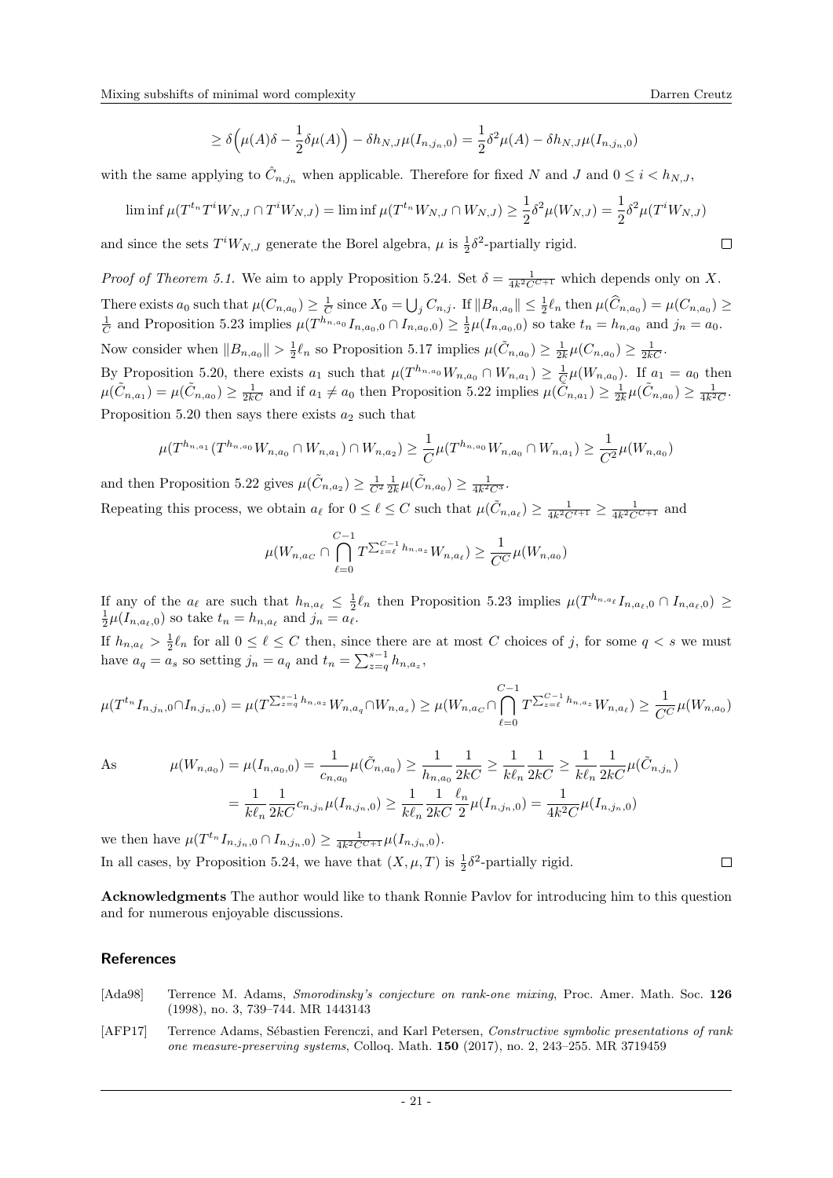$$\geq \delta\Big(\mu(A)\delta - \frac{1}{2}\delta\mu(A)\Big) - \delta h_{N,J}\mu(I_{n,j_n,0}) = \frac{1}{2}\delta^2\mu(A) - \delta h_{N,J}\mu(I_{n,j_n,0})$$

with the same applying to $\hat{C}_{n,j_n}$ when applicable. Therefore for fixed $N$ and $J$ and $0 \leq i < h_{N,J}$,

$$\liminf \mu(T^{t_n}T^iW_{N,J} \cap T^iW_{N,J}) = \liminf \mu(T^{t_n}W_{N,J} \cap W_{N,J}) \geq \frac{1}{2}\delta^2\mu(W_{N,J}) = \frac{1}{2}\delta^2\mu(T^iW_{N,J})$$

and since the sets $T^iW_{N,J}$ generate the Borel algebra, $\mu$ is $\frac{1}{2}\delta^2$-partially rigid. $\square$

*Proof of Theorem 5.1.* We aim to apply Proposition 5.24. Set $\delta = \frac{1}{4k^2C^{C+1}}$ which depends only on $X$. There exists $a_0$ such that $\mu(C_{n,a_0}) \geq \frac{1}{C}$ since $X_0 = \bigcup_j C_{n,j}$. If $\|B_{n,a_0}\| \leq \frac{1}{2}\ell_n$ then $\mu(\widehat{C}_{n,a_0}) = \mu(C_{n,a_0}) \geq \frac{1}{C}$ and Proposition 5.23 implies $\mu(T^{h_{n,a_0}}I_{n,a_0,0} \cap I_{n,a_0,0}) \geq \frac{1}{2}\mu(I_{n,a_0,0})$ so take $t_n = h_{n,a_0}$ and $j_n = a_0$.

Now consider when $\|B_{n,a_0}\| > \frac{1}{2}\ell_n$ so Proposition 5.17 implies $\mu(\tilde{C}_{n,a_0}) \geq \frac{1}{2k}\mu(C_{n,a_0}) \geq \frac{1}{2kC}$.

By Proposition 5.20, there exists $a_1$ such that $\mu(T^{h_{n,a_0}}W_{n,a_0} \cap W_{n,a_1}) \geq \frac{1}{C}\mu(W_{n,a_0})$. If $a_1 = a_0$ then $\mu(\tilde{C}_{n,a_1}) = \mu(\tilde{C}_{n,a_0}) \geq \frac{1}{2kC}$ and if $a_1 \neq a_0$ then Proposition 5.22 implies $\mu(\tilde{C}_{n,a_1}) \geq \frac{1}{2k}\mu(\tilde{C}_{n,a_0}) \geq \frac{1}{4k^2C}$.

Proposition 5.20 then says there exists $a_2$ such that

$$\mu(T^{h_{n,a_1}}(T^{h_{n,a_0}}W_{n,a_0} \cap W_{n,a_1}) \cap W_{n,a_2}) \geq \frac{1}{C}\mu(T^{h_{n,a_0}}W_{n,a_0} \cap W_{n,a_1}) \geq \frac{1}{C^2}\mu(W_{n,a_0})$$

and then Proposition 5.22 gives $\mu(\tilde{C}_{n,a_2}) \geq \frac{1}{C^2}\frac{1}{2k}\mu(\tilde{C}_{n,a_0}) \geq \frac{1}{4k^2C^3}$.

Repeating this process, we obtain $a_\ell$ for $0 \leq \ell \leq C$ such that $\mu(\tilde{C}_{n,a_\ell}) \geq \frac{1}{4k^2C^{\ell+1}} \geq \frac{1}{4k^2C^{C+1}}$ and

$$\mu(W_{n,a_C} \cap \bigcap_{\ell=0}^{C-1} T^{\sum_{z=\ell}^{C-1} h_{n,a_z}}W_{n,a_\ell}) \geq \frac{1}{C^C}\mu(W_{n,a_0})$$

If any of the $a_\ell$ are such that $h_{n,a_\ell} \leq \frac{1}{2}\ell_n$ then Proposition 5.23 implies $\mu(T^{h_{n,a_\ell}}I_{n,a_\ell,0} \cap I_{n,a_\ell,0}) \geq \frac{1}{2}\mu(I_{n,a_\ell,0})$ so take $t_n = h_{n,a_\ell}$ and $j_n = a_\ell$.

If $h_{n,a_\ell} > \frac{1}{2}\ell_n$ for all $0 \leq \ell \leq C$ then, since there are at most $C$ choices of $j$, for some $q < s$ we must have $a_q = a_s$ so setting $j_n = a_q$ and $t_n = \sum_{z=q}^{s-1} h_{n,a_z}$,

$$\mu(T^{t_n}I_{n,j_n,0} \cap I_{n,j_n,0}) = \mu(T^{\sum_{z=q}^{s-1} h_{n,a_z}}W_{n,a_q} \cap W_{n,a_s}) \geq \mu(W_{n,a_C} \cap \bigcap_{\ell=0}^{C-1} T^{\sum_{z=\ell}^{C-1} h_{n,a_z}}W_{n,a_\ell}) \geq \frac{1}{C^C}\mu(W_{n,a_0})$$

As
$$\mu(W_{n,a_0}) = \mu(I_{n,a_0,0}) = \frac{1}{c_{n,a_0}}\mu(\tilde{C}_{n,a_0}) \geq \frac{1}{h_{n,a_0}}\frac{1}{2kC} \geq \frac{1}{k\ell_n}\frac{1}{2kC} \geq \frac{1}{k\ell_n}\frac{1}{2kC}\mu(\tilde{C}_{n,j_n})$$
$$= \frac{1}{k\ell_n}\frac{1}{2kC}c_{n,j_n}\mu(I_{n,j_n,0}) \geq \frac{1}{k\ell_n}\frac{1}{2kC}\frac{\ell_n}{2}\mu(I_{n,j_n,0}) = \frac{1}{4k^2C}\mu(I_{n,j_n,0})$$

we then have $\mu(T^{t_n}I_{n,j_n,0} \cap I_{n,j_n,0}) \geq \frac{1}{4k^2C^{C+1}}\mu(I_{n,j_n,0})$.

In all cases, by Proposition 5.24, we have that $(X, \mu, T)$ is $\frac{1}{2}\delta^2$-partially rigid. $\square$

**Acknowledgments** The author would like to thank Ronnie Pavlov for introducing him to this question and for numerous enjoyable discussions.

## References

[Ada98] Terrence M. Adams, *Smorodinsky's conjecture on rank-one mixing*, Proc. Amer. Math. Soc. **126** (1998), no. 3, 739–744. MR 1443143

[AFP17] Terrence Adams, Sébastien Ferenczi, and Karl Petersen, *Constructive symbolic presentations of rank one measure-preserving systems*, Colloq. Math. **150** (2017), no. 2, 243–255. MR 3719459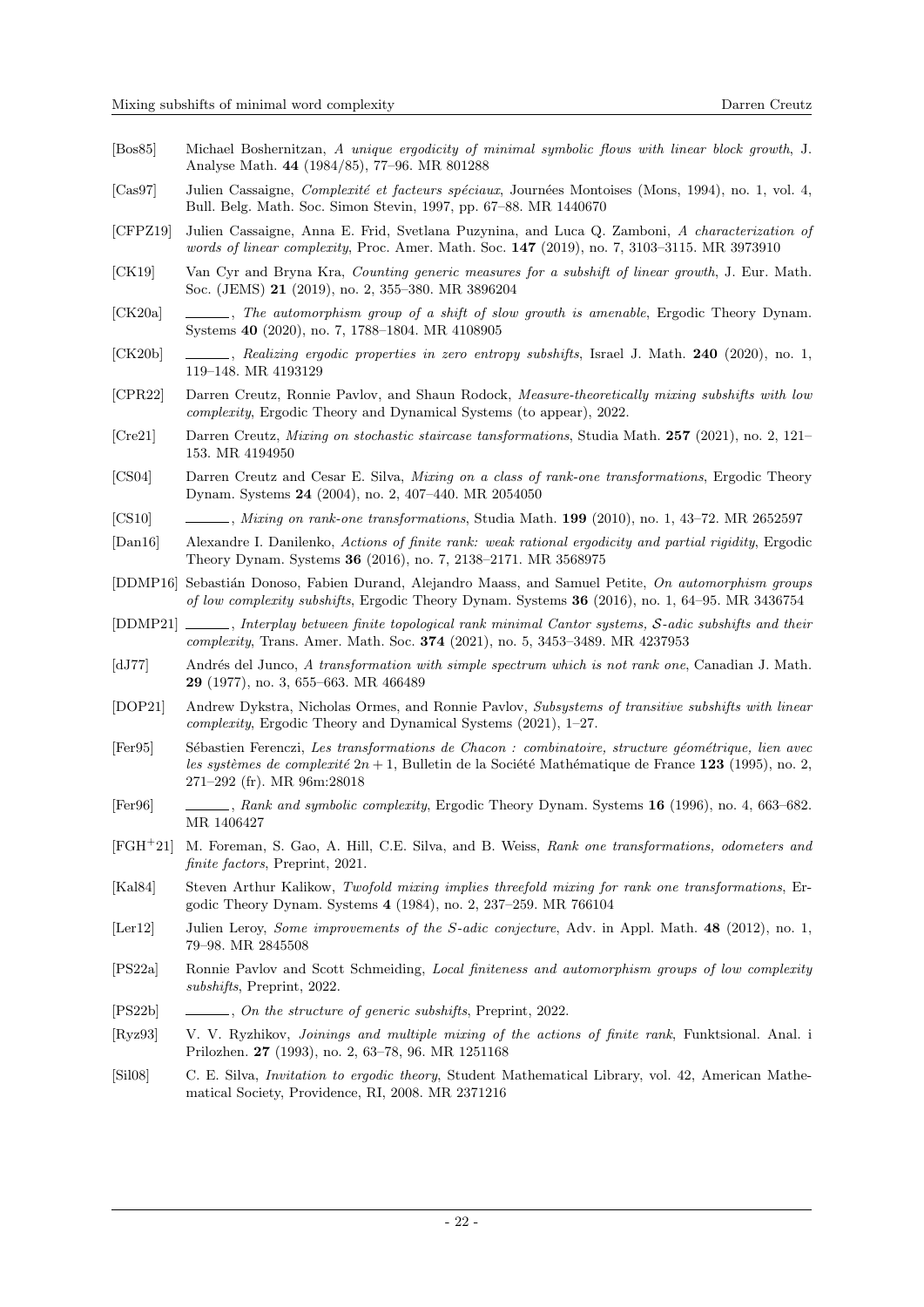[Bos85] Michael Boshernitzan, *A unique ergodicity of minimal symbolic flows with linear block growth*, J. Analyse Math. **44** (1984/85), 77–96. MR 801288

[Cas97] Julien Cassaigne, *Complexité et facteurs spéciaux*, Journées Montoises (Mons, 1994), no. 1, vol. 4, Bull. Belg. Math. Soc. Simon Stevin, 1997, pp. 67–88. MR 1440670

[CFPZ19] Julien Cassaigne, Anna E. Frid, Svetlana Puzynina, and Luca Q. Zamboni, *A characterization of words of linear complexity*, Proc. Amer. Math. Soc. **147** (2019), no. 7, 3103–3115. MR 3973910

[CK19] Van Cyr and Bryna Kra, *Counting generic measures for a subshift of linear growth*, J. Eur. Math. Soc. (JEMS) **21** (2019), no. 2, 355–380. MR 3896204

[CK20a] ______, *The automorphism group of a shift of slow growth is amenable*, Ergodic Theory Dynam. Systems **40** (2020), no. 7, 1788–1804. MR 4108905

[CK20b] ______, *Realizing ergodic properties in zero entropy subshifts*, Israel J. Math. **240** (2020), no. 1, 119–148. MR 4193129

[CPR22] Darren Creutz, Ronnie Pavlov, and Shaun Rodock, *Measure-theoretically mixing subshifts with low complexity*, Ergodic Theory and Dynamical Systems (to appear), 2022.

[Cre21] Darren Creutz, *Mixing on stochastic staircase tansformations*, Studia Math. **257** (2021), no. 2, 121–153. MR 4194950

[CS04] Darren Creutz and Cesar E. Silva, *Mixing on a class of rank-one transformations*, Ergodic Theory Dynam. Systems **24** (2004), no. 2, 407–440. MR 2054050

[CS10] ______, *Mixing on rank-one transformations*, Studia Math. **199** (2010), no. 1, 43–72. MR 2652597

[Dan16] Alexandre I. Danilenko, *Actions of finite rank: weak rational ergodicity and partial rigidity*, Ergodic Theory Dynam. Systems **36** (2016), no. 7, 2138–2171. MR 3568975

[DDMP16] Sebastián Donoso, Fabien Durand, Alejandro Maass, and Samuel Petite, *On automorphism groups of low complexity subshifts*, Ergodic Theory Dynam. Systems **36** (2016), no. 1, 64–95. MR 3436754

[DDMP21] ______, *Interplay between finite topological rank minimal Cantor systems, $\mathcal{S}$-adic subshifts and their complexity*, Trans. Amer. Math. Soc. **374** (2021), no. 5, 3453–3489. MR 4237953

[dJ77] Andrés del Junco, *A transformation with simple spectrum which is not rank one*, Canadian J. Math. **29** (1977), no. 3, 655–663. MR 466489

[DOP21] Andrew Dykstra, Nicholas Ormes, and Ronnie Pavlov, *Subsystems of transitive subshifts with linear complexity*, Ergodic Theory and Dynamical Systems (2021), 1–27.

[Fer95] Sébastien Ferenczi, *Les transformations de Chacon : combinatoire, structure géométrique, lien avec les systèmes de complexité $2n+1$*, Bulletin de la Société Mathématique de France **123** (1995), no. 2, 271–292 (fr). MR 96m:28018

[Fer96] ______, *Rank and symbolic complexity*, Ergodic Theory Dynam. Systems **16** (1996), no. 4, 663–682. MR 1406427

[FGH+21] M. Foreman, S. Gao, A. Hill, C.E. Silva, and B. Weiss, *Rank one transformations, odometers and finite factors*, Preprint, 2021.

[Kal84] Steven Arthur Kalikow, *Twofold mixing implies threefold mixing for rank one transformations*, Ergodic Theory Dynam. Systems **4** (1984), no. 2, 237–259. MR 766104

[Ler12] Julien Leroy, *Some improvements of the S-adic conjecture*, Adv. in Appl. Math. **48** (2012), no. 1, 79–98. MR 2845508

[PS22a] Ronnie Pavlov and Scott Schmeiding, *Local finiteness and automorphism groups of low complexity subshifts*, Preprint, 2022.

[PS22b] ______, *On the structure of generic subshifts*, Preprint, 2022.

[Ryz93] V. V. Ryzhikov, *Joinings and multiple mixing of the actions of finite rank*, Funktsional. Anal. i Prilozhen. **27** (1993), no. 2, 63–78, 96. MR 1251168

[Sil08] C. E. Silva, *Invitation to ergodic theory*, Student Mathematical Library, vol. 42, American Mathematical Society, Providence, RI, 2008. MR 2371216